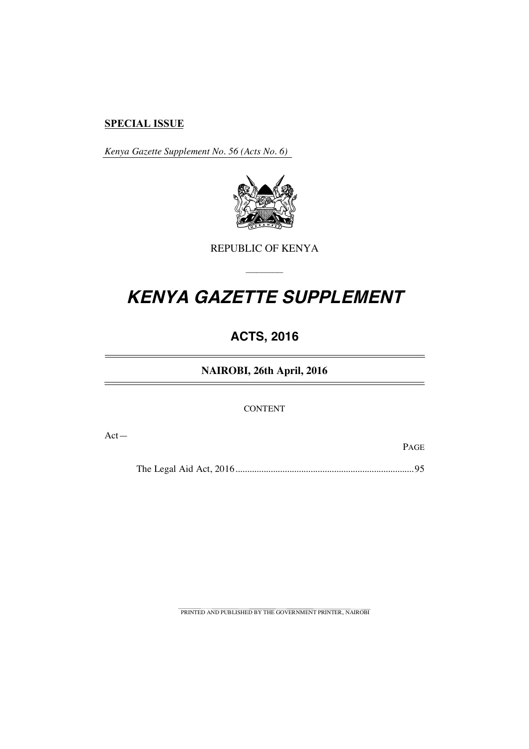**SPECIAL ISSUE**

*Kenya Gazette Supplement No. 56 (Acts No. 6)*

REPUBLIC OF KENYA

# *KENYA GAZETTE SUPPLEMENT*

## ACTS, 2016

### NAIROBI, 26th April, 2016

CONTENT

Act—

PAGE

The Legal Aid Act, 2016 .......................................................................... 95

PRINTED AND PUBLISHED BY THE GOVERNMENT PRINTER, NAIROBI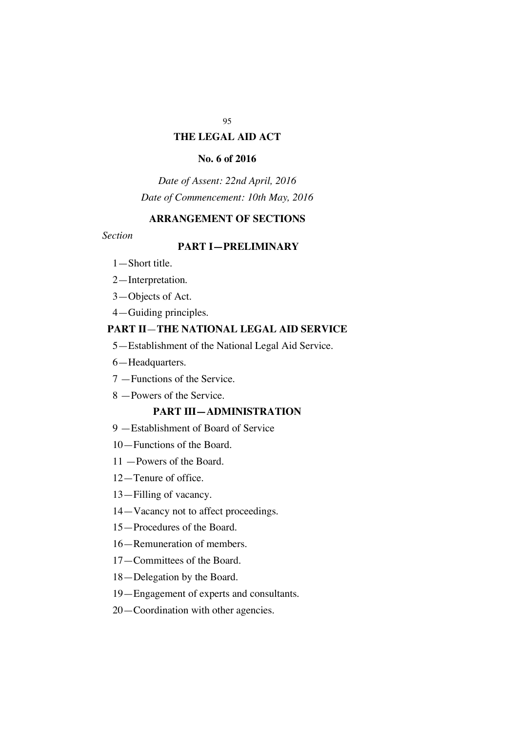# THE LEGAL AID ACT

## No. 6 of 2016

*Date of Assent: 22nd April, 2016*

*Date of Commencement: 10th May, 2016*

## ARRANGEMENT OF SECTIONS

*Section*

### PART I—PRELIMINARY

1—Short title.

2—Interpretation.

3—Objects of Act.

4—Guiding principles.

### PART II—THE NATIONAL LEGAL AID SERVICE

5—Establishment of the National Legal Aid Service.

6—Headquarters.

7 —Functions of the Service.

8 —Powers of the Service.

### PART III—ADMINISTRATION

9 —Establishment of Board of Service

10—Functions of the Board.

11 —Powers of the Board.

12—Tenure of office.

13—Filling of vacancy.

14—Vacancy not to affect proceedings.

15—Procedures of the Board.

16—Remuneration of members.

17—Committees of the Board.

18—Delegation by the Board.

19—Engagement of experts and consultants.

20—Coordination with other agencies.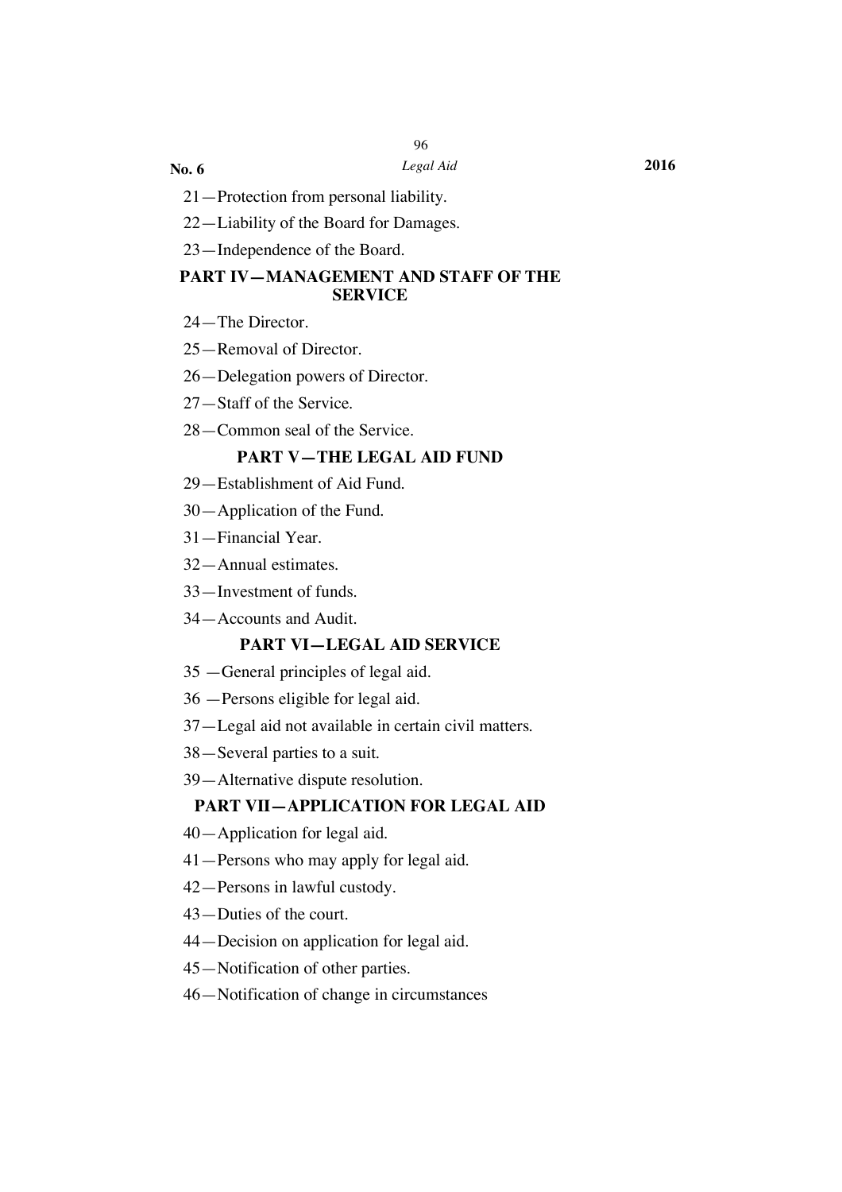21—Protection from personal liability.

22—Liability of the Board for Damages.

23—Independence of the Board.

## PART IV—MANAGEMENT AND STAFF OF THE SERVICE

24—The Director.

25—Removal of Director.

26—Delegation powers of Director.

27—Staff of the Service.

28—Common seal of the Service.

## PART V—THE LEGAL AID FUND

29—Establishment of Aid Fund.

30—Application of the Fund.

31—Financial Year.

32—Annual estimates.

33—Investment of funds.

34—Accounts and Audit.

## PART VI—LEGAL AID SERVICE

35 —General principles of legal aid.

36 —Persons eligible for legal aid.

37—Legal aid not available in certain civil matters.

38—Several parties to a suit.

39—Alternative dispute resolution.

## PART VII—APPLICATION FOR LEGAL AID

40—Application for legal aid.

41—Persons who may apply for legal aid.

42—Persons in lawful custody.

43—Duties of the court.

44—Decision on application for legal aid.

45—Notification of other parties.

46—Notification of change in circumstances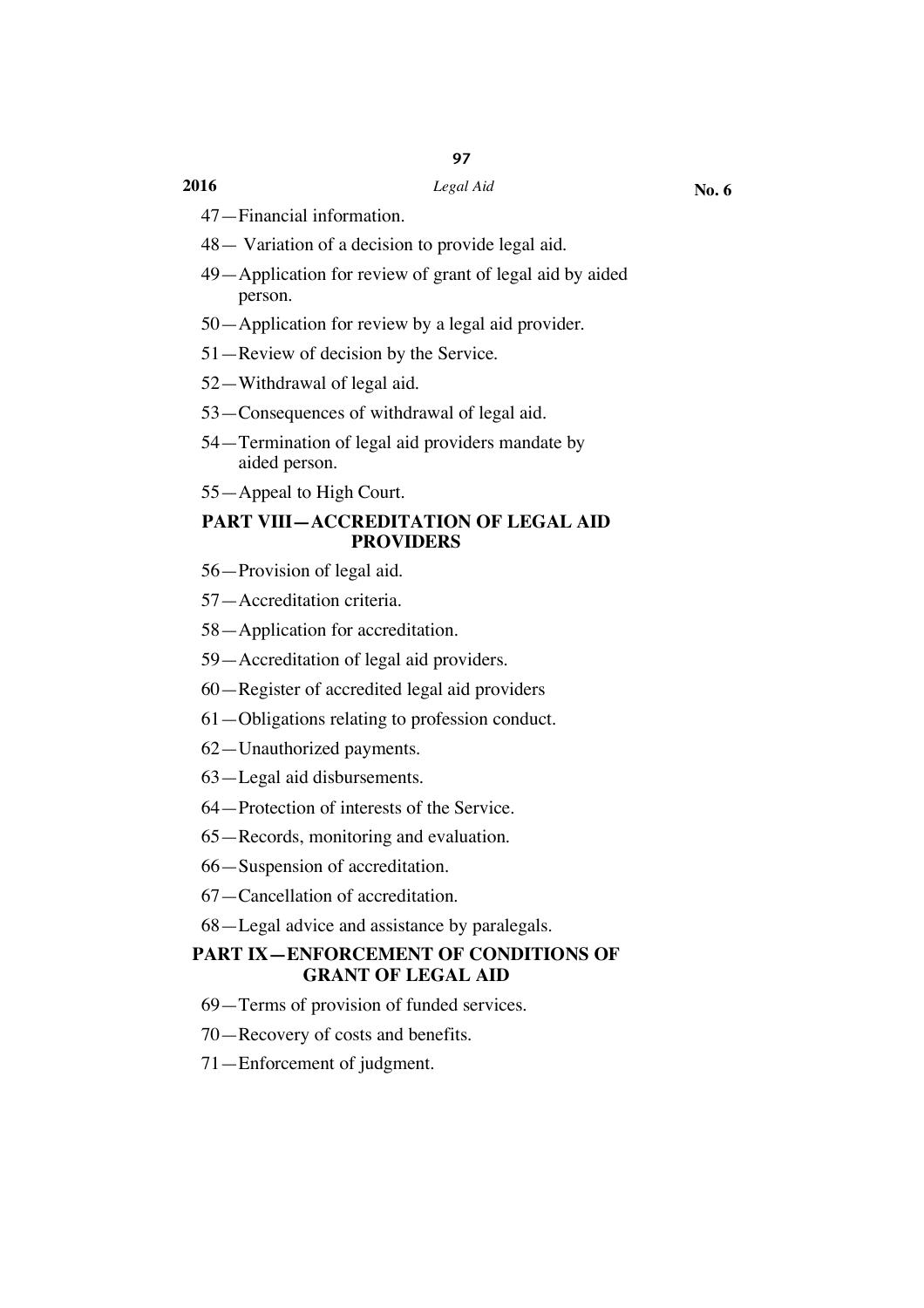47—Financial information.

48— Variation of a decision to provide legal aid.

49—Application for review of grant of legal aid by aided person.

50—Application for review by a legal aid provider.

51—Review of decision by the Service.

52—Withdrawal of legal aid.

53—Consequences of withdrawal of legal aid.

54—Termination of legal aid providers mandate by aided person.

55—Appeal to High Court.

## PART VIII—ACCREDITATION OF LEGAL AID PROVIDERS

56—Provision of legal aid.

57—Accreditation criteria.

58—Application for accreditation.

59—Accreditation of legal aid providers.

60—Register of accredited legal aid providers

61—Obligations relating to profession conduct.

62—Unauthorized payments.

63—Legal aid disbursements.

64—Protection of interests of the Service.

65—Records, monitoring and evaluation.

66—Suspension of accreditation.

67—Cancellation of accreditation.

68—Legal advice and assistance by paralegals.

## PART IX—ENFORCEMENT OF CONDITIONS OF GRANT OF LEGAL AID

69—Terms of provision of funded services.

70—Recovery of costs and benefits.

71—Enforcement of judgment.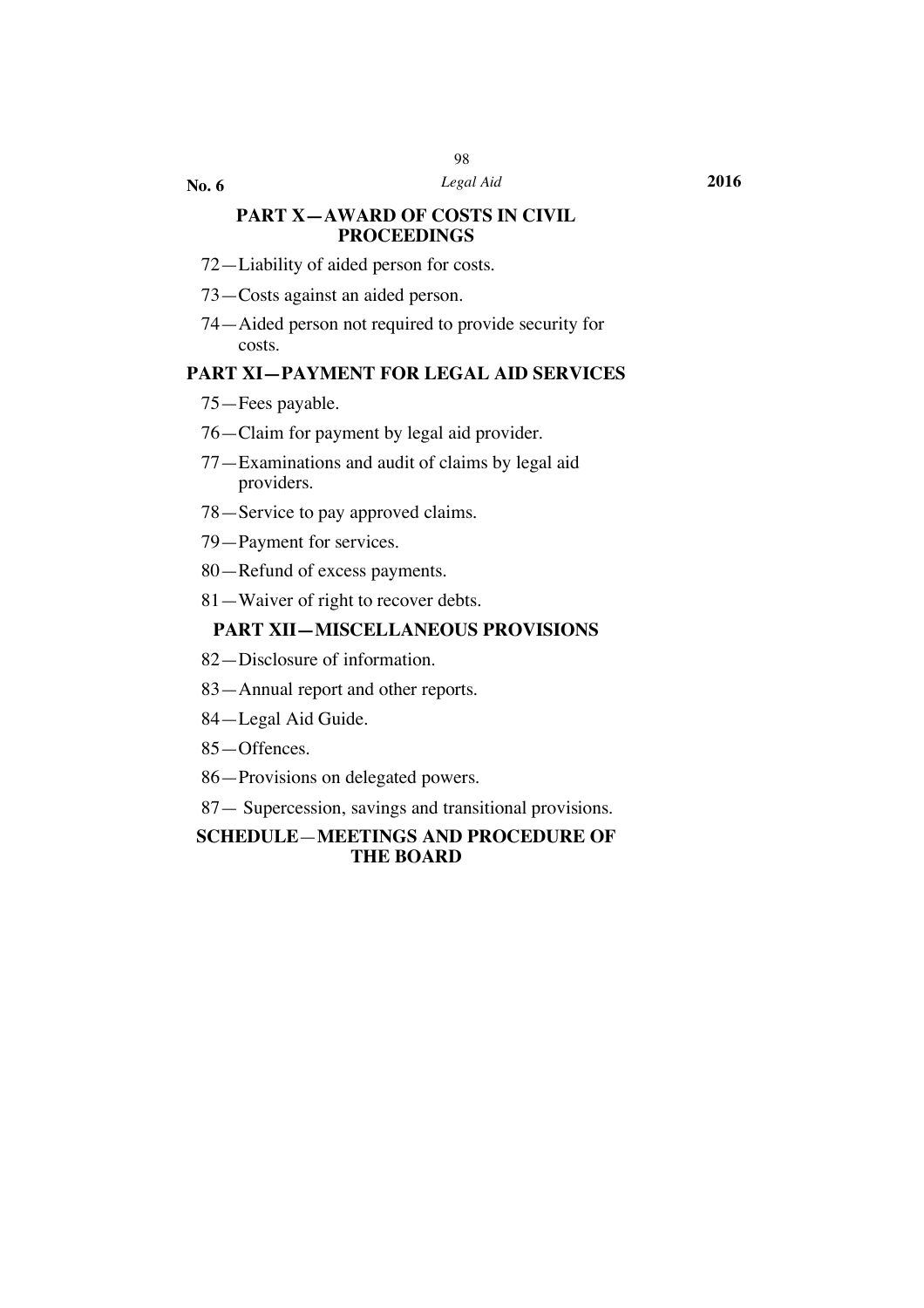**PART X—AWARD OF COSTS IN CIVIL PROCEEDINGS**

72—Liability of aided person for costs.

73—Costs against an aided person.

74—Aided person not required to provide security for costs.

**PART XI—PAYMENT FOR LEGAL AID SERVICES**

75—Fees payable.

76—Claim for payment by legal aid provider.

77—Examinations and audit of claims by legal aid providers.

78—Service to pay approved claims.

79—Payment for services.

80—Refund of excess payments.

81—Waiver of right to recover debts.

**PART XII—MISCELLANEOUS PROVISIONS**

82—Disclosure of information.

83—Annual report and other reports.

84—Legal Aid Guide.

85—Offences.

86—Provisions on delegated powers.

87— Supercession, savings and transitional provisions.

**SCHEDULE—MEETINGS AND PROCEDURE OF THE BOARD**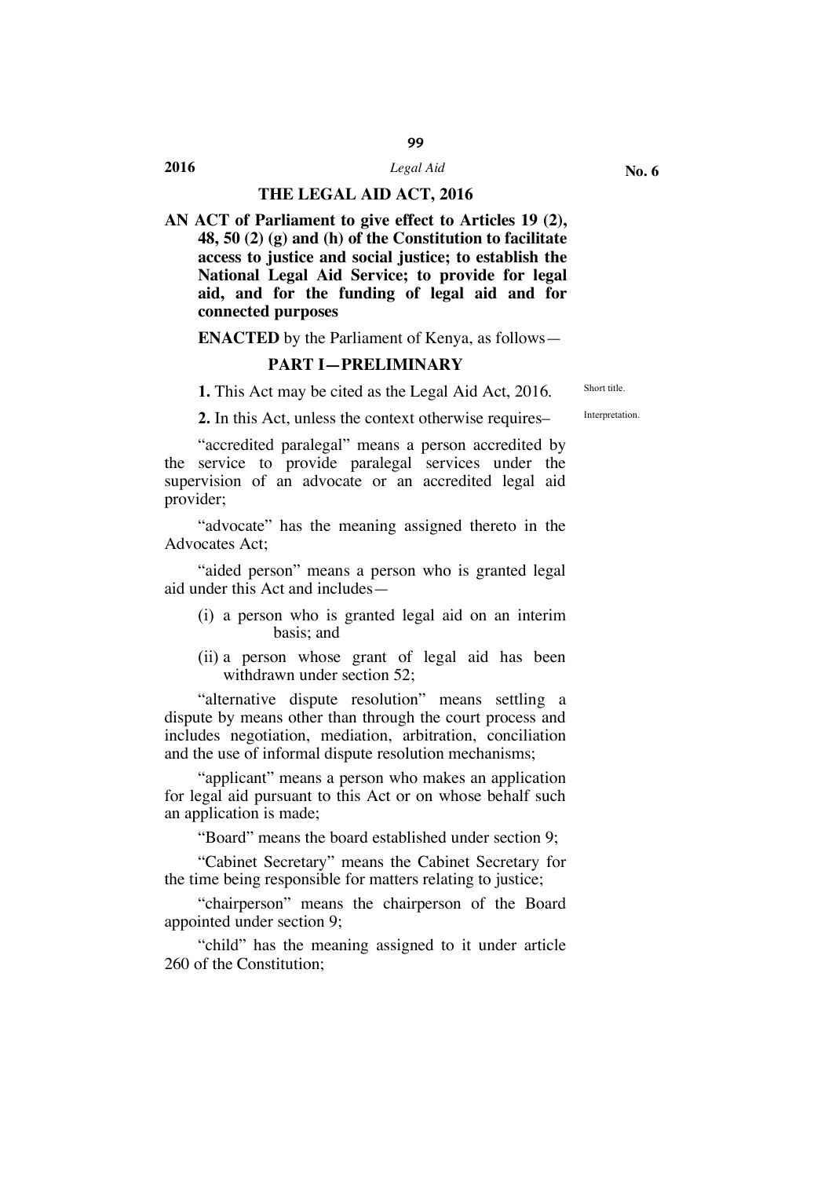# THE LEGAL AID ACT, 2016

**AN ACT of Parliament to give effect to Articles 19 (2), 48, 50 (2) (g) and (h) of the Constitution to facilitate access to justice and social justice; to establish the National Legal Aid Service; to provide for legal aid, and for the funding of legal aid and for connected purposes**

**ENACTED** by the Parliament of Kenya, as follows—

## PART I—PRELIMINARY

Short title.

**1.** This Act may be cited as the Legal Aid Act, 2016.

Interpretation.

**2.** In this Act, unless the context otherwise requires–

"accredited paralegal" means a person accredited by the service to provide paralegal services under the supervision of an advocate or an accredited legal aid provider;

"advocate" has the meaning assigned thereto in the Advocates Act;

"aided person" means a person who is granted legal aid under this Act and includes—

(i) a person who is granted legal aid on an interim basis; and

(ii) a person whose grant of legal aid has been withdrawn under section 52;

"alternative dispute resolution" means settling a dispute by means other than through the court process and includes negotiation, mediation, arbitration, conciliation and the use of informal dispute resolution mechanisms;

"applicant" means a person who makes an application for legal aid pursuant to this Act or on whose behalf such an application is made;

"Board" means the board established under section 9;

"Cabinet Secretary" means the Cabinet Secretary for the time being responsible for matters relating to justice;

"chairperson" means the chairperson of the Board appointed under section 9;

"child" has the meaning assigned to it under article 260 of the Constitution;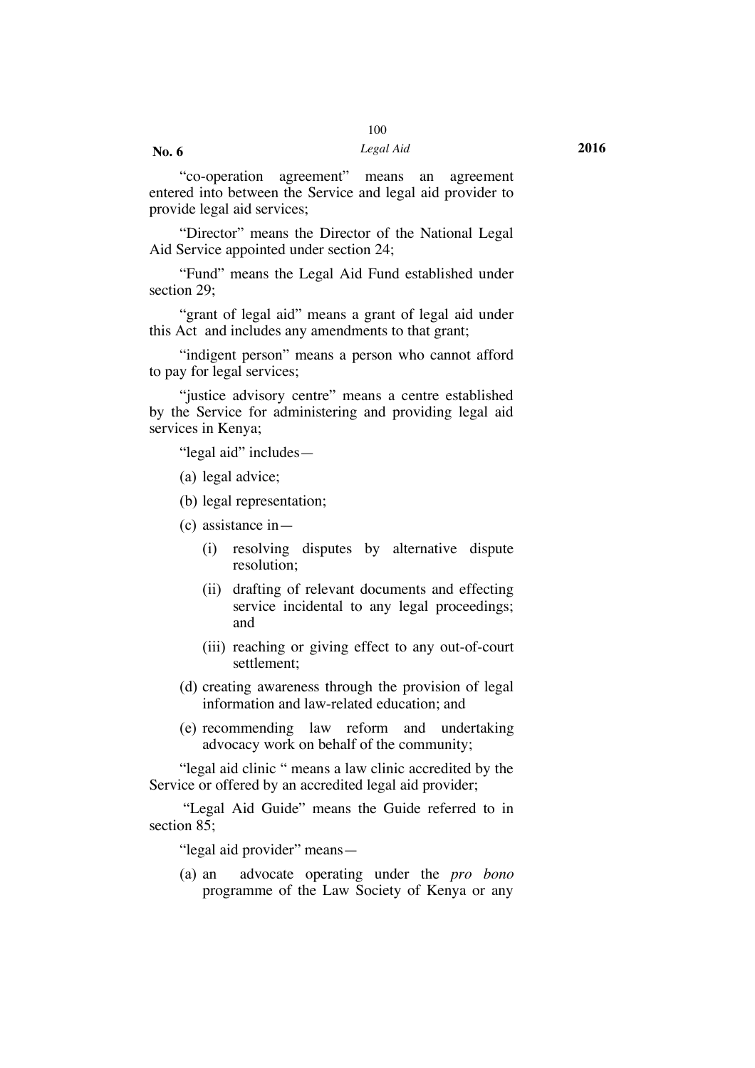"co-operation agreement" means an agreement entered into between the Service and legal aid provider to provide legal aid services;

"Director" means the Director of the National Legal Aid Service appointed under section 24;

"Fund" means the Legal Aid Fund established under section 29;

"grant of legal aid" means a grant of legal aid under this Act and includes any amendments to that grant;

"indigent person" means a person who cannot afford to pay for legal services;

"justice advisory centre" means a centre established by the Service for administering and providing legal aid services in Kenya;

"legal aid" includes—

(a) legal advice;

(b) legal representation;

(c) assistance in—

   (i) resolving disputes by alternative dispute resolution;

   (ii) drafting of relevant documents and effecting service incidental to any legal proceedings; and

   (iii) reaching or giving effect to any out-of-court settlement;

(d) creating awareness through the provision of legal information and law-related education; and

(e) recommending law reform and undertaking advocacy work on behalf of the community;

"legal aid clinic " means a law clinic accredited by the Service or offered by an accredited legal aid provider;

"Legal Aid Guide" means the Guide referred to in section 85;

"legal aid provider" means—

(a) an advocate operating under the *pro bono* programme of the Law Society of Kenya or any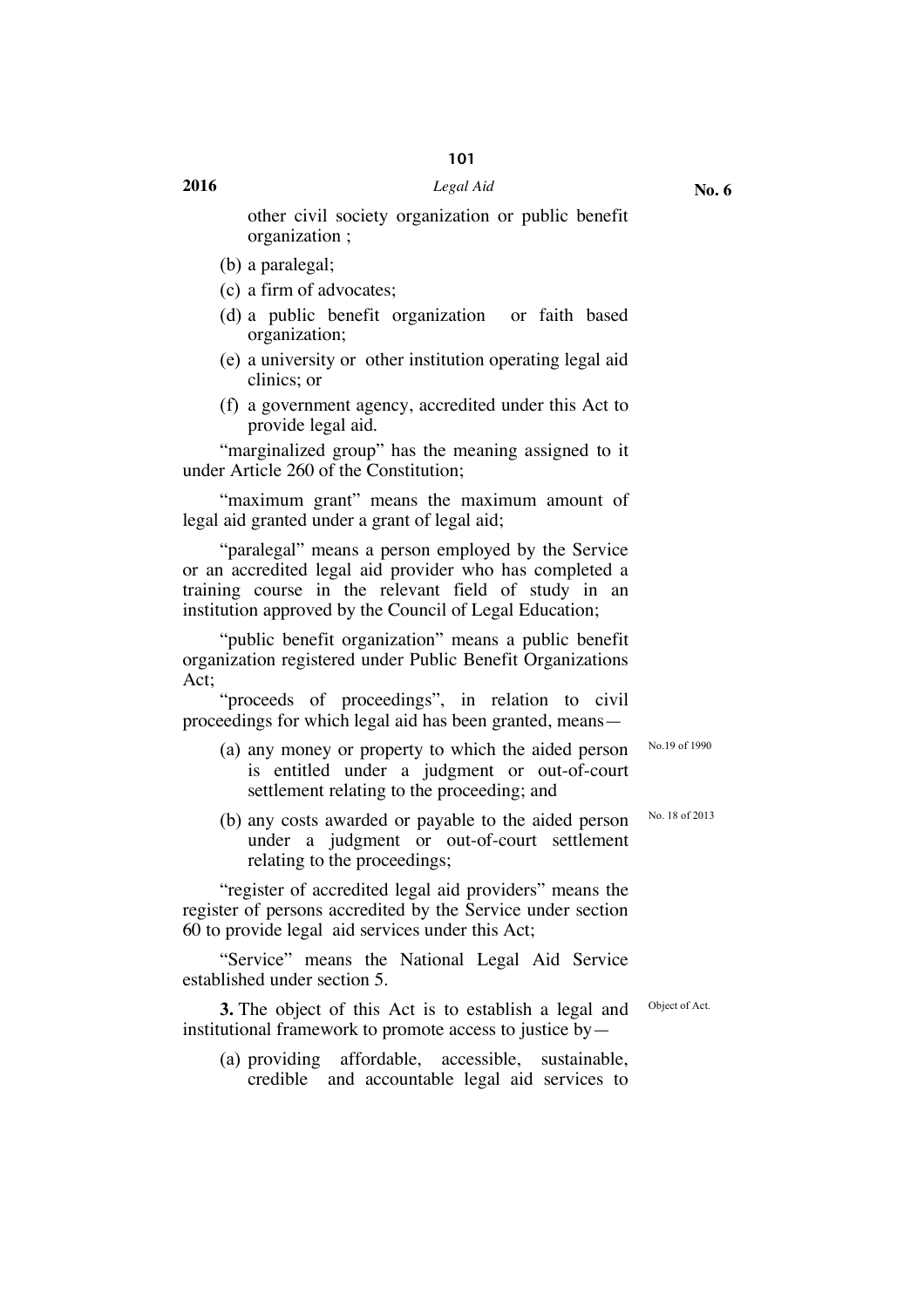other civil society organization or public benefit organization ;

(b) a paralegal;

(c) a firm of advocates;

(d) a public benefit organization or faith based organization;

(e) a university or other institution operating legal aid clinics; or

(f) a government agency, accredited under this Act to provide legal aid.

"marginalized group" has the meaning assigned to it under Article 260 of the Constitution;

"maximum grant" means the maximum amount of legal aid granted under a grant of legal aid;

"paralegal" means a person employed by the Service or an accredited legal aid provider who has completed a training course in the relevant field of study in an institution approved by the Council of Legal Education;

"public benefit organization" means a public benefit organization registered under Public Benefit Organizations Act;

"proceeds of proceedings", in relation to civil proceedings for which legal aid has been granted, means—

(a) any money or property to which the aided person is entitled under a judgment or out-of-court settlement relating to the proceeding; and

No.19 of 1990

(b) any costs awarded or payable to the aided person under a judgment or out-of-court settlement relating to the proceedings;

No. 18 of 2013

"register of accredited legal aid providers" means the register of persons accredited by the Service under section 60 to provide legal aid services under this Act;

"Service" means the National Legal Aid Service established under section 5.

Object of Act.

**3.** The object of this Act is to establish a legal and institutional framework to promote access to justice by—

(a) providing affordable, accessible, sustainable, credible and accountable legal aid services to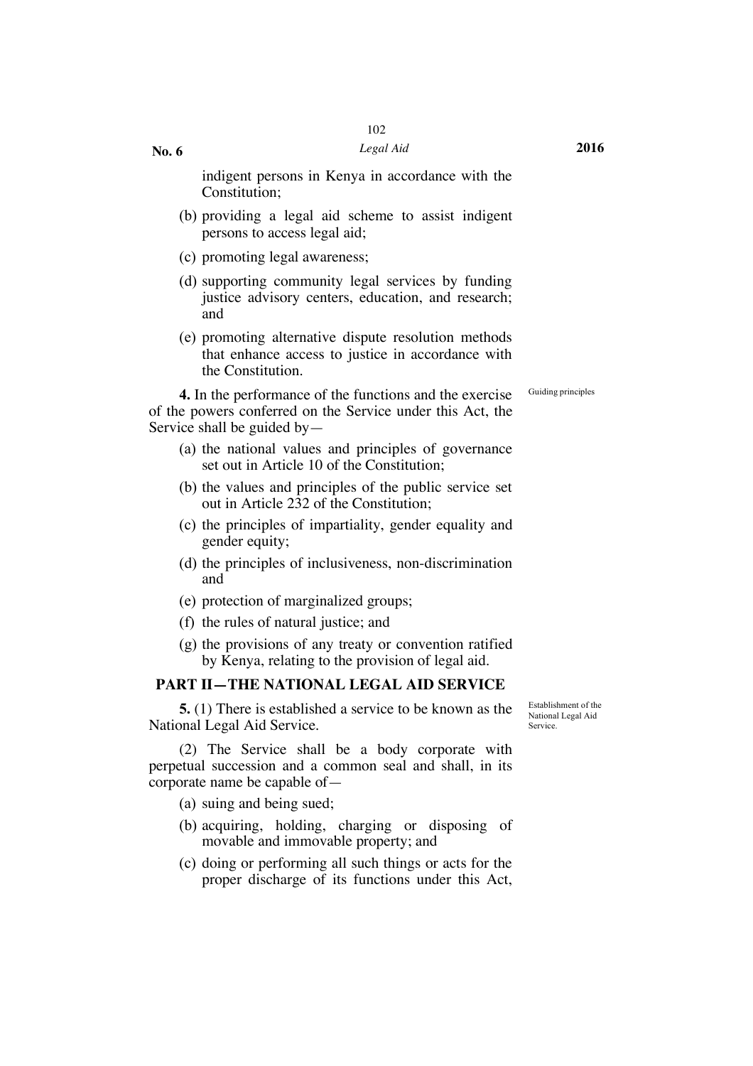indigent persons in Kenya in accordance with the Constitution;

(b) providing a legal aid scheme to assist indigent persons to access legal aid;

(c) promoting legal awareness;

(d) supporting community legal services by funding justice advisory centers, education, and research; and

(e) promoting alternative dispute resolution methods that enhance access to justice in accordance with the Constitution.

Guiding principles

**4.** In the performance of the functions and the exercise of the powers conferred on the Service under this Act, the Service shall be guided by—

(a) the national values and principles of governance set out in Article 10 of the Constitution;

(b) the values and principles of the public service set out in Article 232 of the Constitution;

(c) the principles of impartiality, gender equality and gender equity;

(d) the principles of inclusiveness, non-discrimination and

(e) protection of marginalized groups;

(f) the rules of natural justice; and

(g) the provisions of any treaty or convention ratified by Kenya, relating to the provision of legal aid.

## PART II—THE NATIONAL LEGAL AID SERVICE

Establishment of the National Legal Aid Service.

**5.** (1) There is established a service to be known as the National Legal Aid Service.

(2) The Service shall be a body corporate with perpetual succession and a common seal and shall, in its corporate name be capable of—

(a) suing and being sued;

(b) acquiring, holding, charging or disposing of movable and immovable property; and

(c) doing or performing all such things or acts for the proper discharge of its functions under this Act,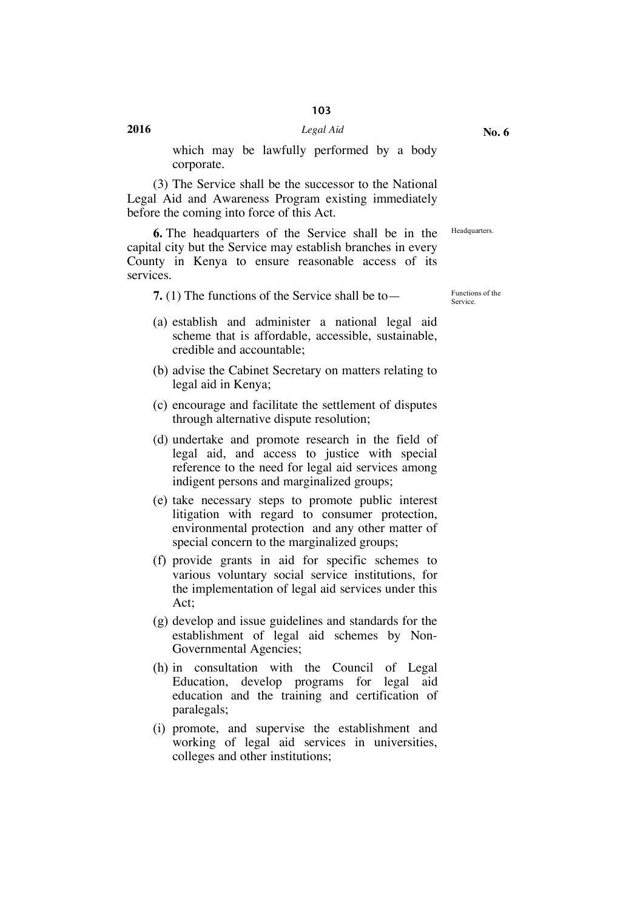which may be lawfully performed by a body corporate.

(3) The Service shall be the successor to the National Legal Aid and Awareness Program existing immediately before the coming into force of this Act.

Headquarters.

**6.** The headquarters of the Service shall be in the capital city but the Service may establish branches in every County in Kenya to ensure reasonable access of its services.

Functions of the Service.

**7.** (1) The functions of the Service shall be to—

(a) establish and administer a national legal aid scheme that is affordable, accessible, sustainable, credible and accountable;

(b) advise the Cabinet Secretary on matters relating to legal aid in Kenya;

(c) encourage and facilitate the settlement of disputes through alternative dispute resolution;

(d) undertake and promote research in the field of legal aid, and access to justice with special reference to the need for legal aid services among indigent persons and marginalized groups;

(e) take necessary steps to promote public interest litigation with regard to consumer protection, environmental protection and any other matter of special concern to the marginalized groups;

(f) provide grants in aid for specific schemes to various voluntary social service institutions, for the implementation of legal aid services under this Act;

(g) develop and issue guidelines and standards for the establishment of legal aid schemes by Non-Governmental Agencies;

(h) in consultation with the Council of Legal Education, develop programs for legal aid education and the training and certification of paralegals;

(i) promote, and supervise the establishment and working of legal aid services in universities, colleges and other institutions;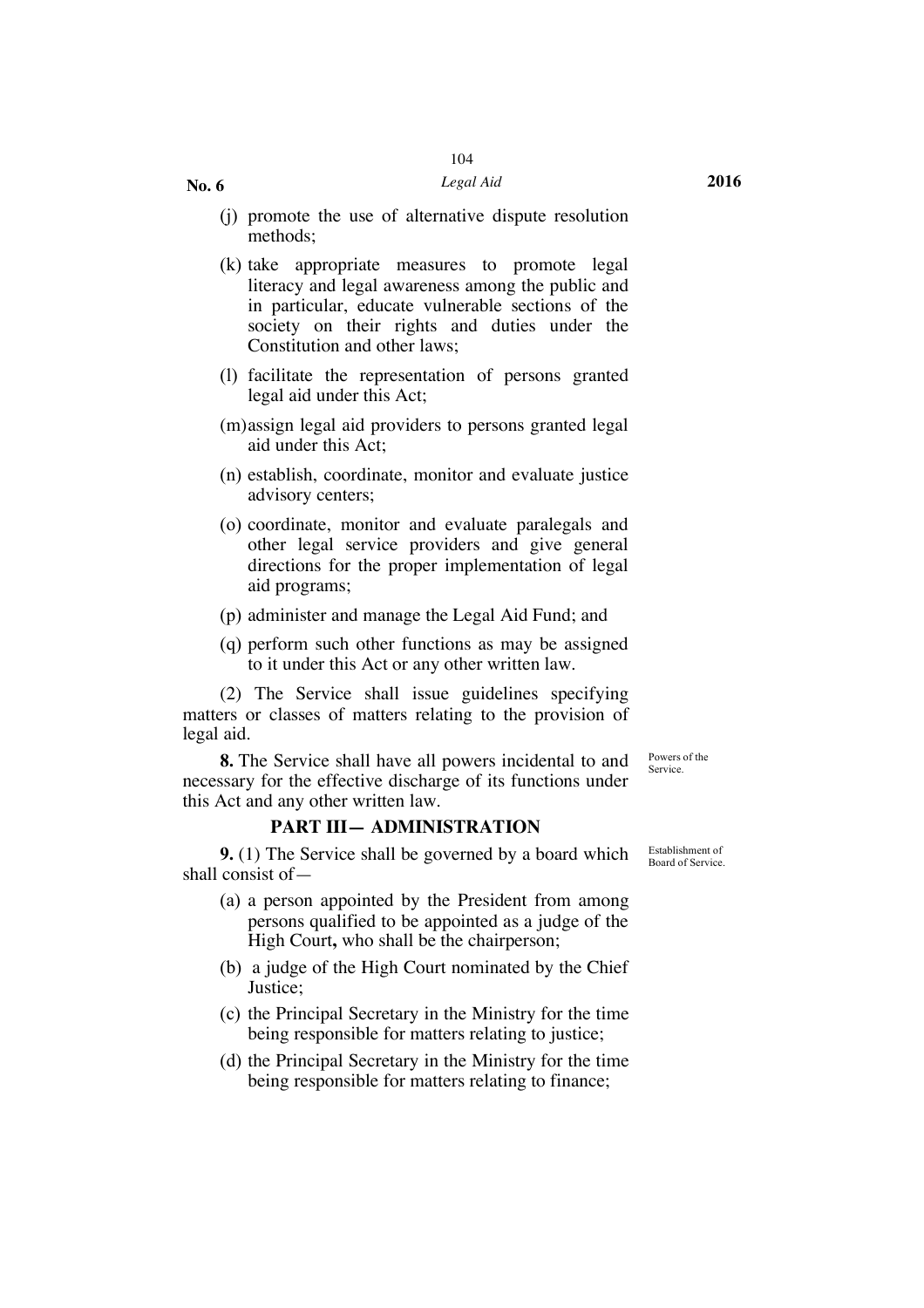(j) promote the use of alternative dispute resolution methods;

(k) take appropriate measures to promote legal literacy and legal awareness among the public and in particular, educate vulnerable sections of the society on their rights and duties under the Constitution and other laws;

(l) facilitate the representation of persons granted legal aid under this Act;

(m) assign legal aid providers to persons granted legal aid under this Act;

(n) establish, coordinate, monitor and evaluate justice advisory centers;

(o) coordinate, monitor and evaluate paralegals and other legal service providers and give general directions for the proper implementation of legal aid programs;

(p) administer and manage the Legal Aid Fund; and

(q) perform such other functions as may be assigned to it under this Act or any other written law.

(2) The Service shall issue guidelines specifying matters or classes of matters relating to the provision of legal aid.

Powers of the Service.

**8.** The Service shall have all powers incidental to and necessary for the effective discharge of its functions under this Act and any other written law.

## PART III— ADMINISTRATION

Establishment of Board of Service.

**9.** (1) The Service shall be governed by a board which shall consist of—

(a) a person appointed by the President from among persons qualified to be appointed as a judge of the High Court**,** who shall be the chairperson;

(b) a judge of the High Court nominated by the Chief Justice;

(c) the Principal Secretary in the Ministry for the time being responsible for matters relating to justice;

(d) the Principal Secretary in the Ministry for the time being responsible for matters relating to finance;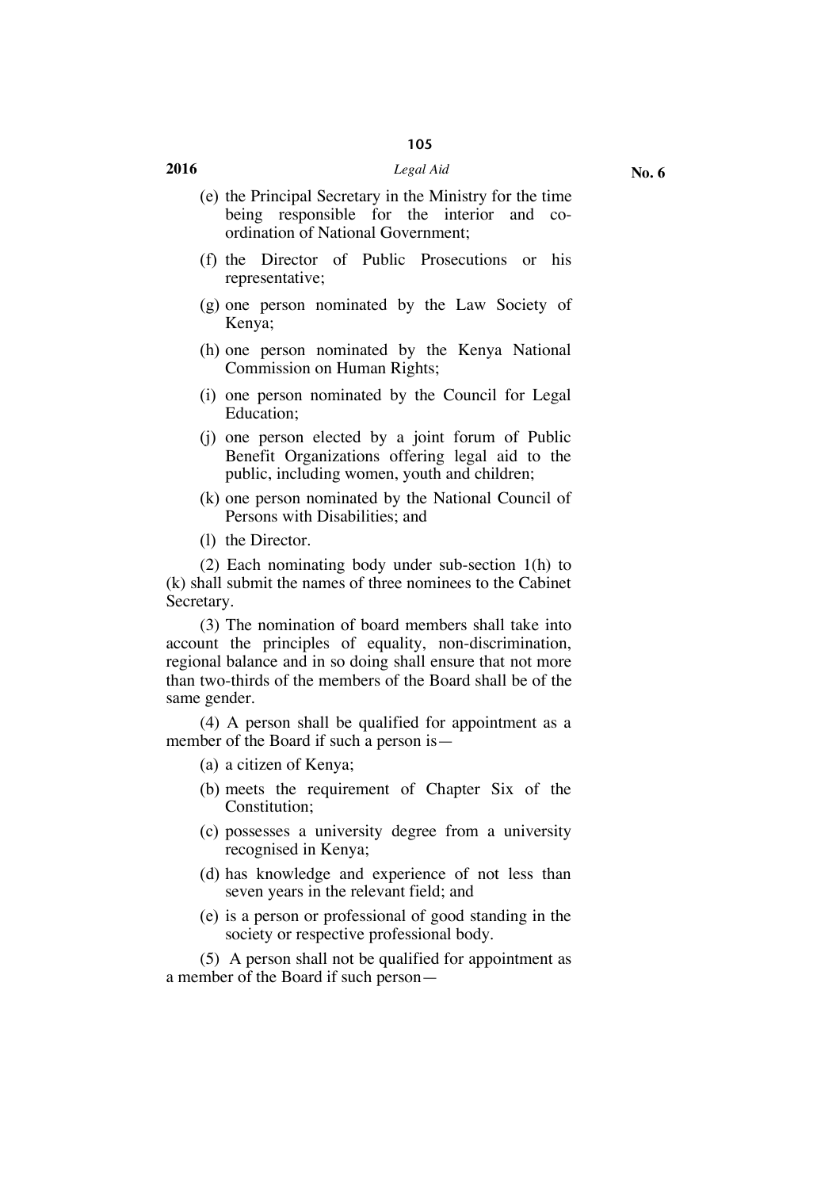(e) the Principal Secretary in the Ministry for the time being responsible for the interior and co-ordination of National Government;

(f) the Director of Public Prosecutions or his representative;

(g) one person nominated by the Law Society of Kenya;

(h) one person nominated by the Kenya National Commission on Human Rights;

(i) one person nominated by the Council for Legal Education;

(j) one person elected by a joint forum of Public Benefit Organizations offering legal aid to the public, including women, youth and children;

(k) one person nominated by the National Council of Persons with Disabilities; and

(l) the Director.

(2) Each nominating body under sub-section 1(h) to (k) shall submit the names of three nominees to the Cabinet Secretary.

(3) The nomination of board members shall take into account the principles of equality, non-discrimination, regional balance and in so doing shall ensure that not more than two-thirds of the members of the Board shall be of the same gender.

(4) A person shall be qualified for appointment as a member of the Board if such a person is—

(a) a citizen of Kenya;

(b) meets the requirement of Chapter Six of the Constitution;

(c) possesses a university degree from a university recognised in Kenya;

(d) has knowledge and experience of not less than seven years in the relevant field; and

(e) is a person or professional of good standing in the society or respective professional body.

(5) A person shall not be qualified for appointment as a member of the Board if such person—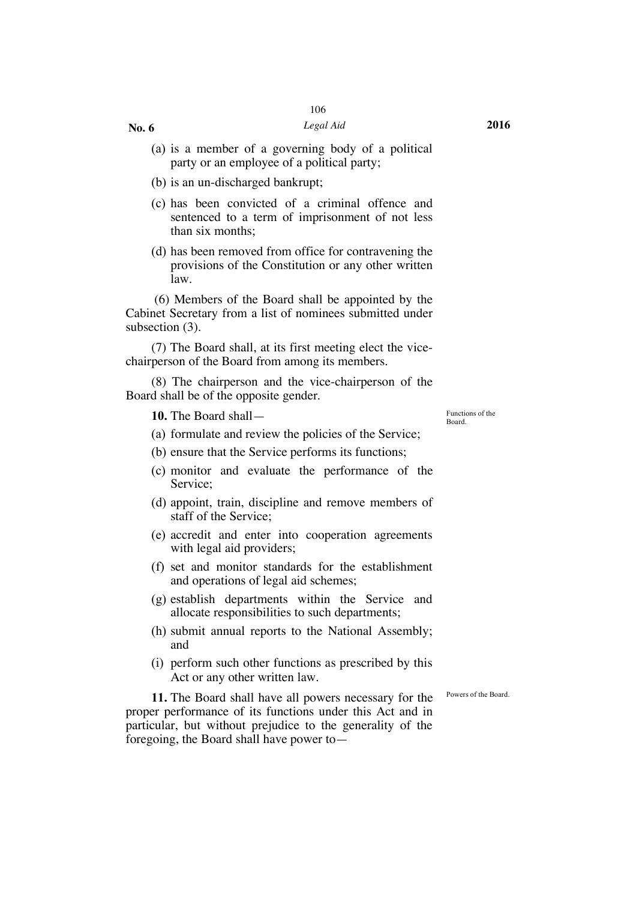(a) is a member of a governing body of a political party or an employee of a political party;

(b) is an un-discharged bankrupt;

(c) has been convicted of a criminal offence and sentenced to a term of imprisonment of not less than six months;

(d) has been removed from office for contravening the provisions of the Constitution or any other written law.

(6) Members of the Board shall be appointed by the Cabinet Secretary from a list of nominees submitted under subsection (3).

(7) The Board shall, at its first meeting elect the vice-chairperson of the Board from among its members.

(8) The chairperson and the vice-chairperson of the Board shall be of the opposite gender.

Functions of the Board.

**10.** The Board shall—

(a) formulate and review the policies of the Service;

(b) ensure that the Service performs its functions;

(c) monitor and evaluate the performance of the Service;

(d) appoint, train, discipline and remove members of staff of the Service;

(e) accredit and enter into cooperation agreements with legal aid providers;

(f) set and monitor standards for the establishment and operations of legal aid schemes;

(g) establish departments within the Service and allocate responsibilities to such departments;

(h) submit annual reports to the National Assembly; and

(i) perform such other functions as prescribed by this Act or any other written law.

Powers of the Board.

**11.** The Board shall have all powers necessary for the proper performance of its functions under this Act and in particular, but without prejudice to the generality of the foregoing, the Board shall have power to—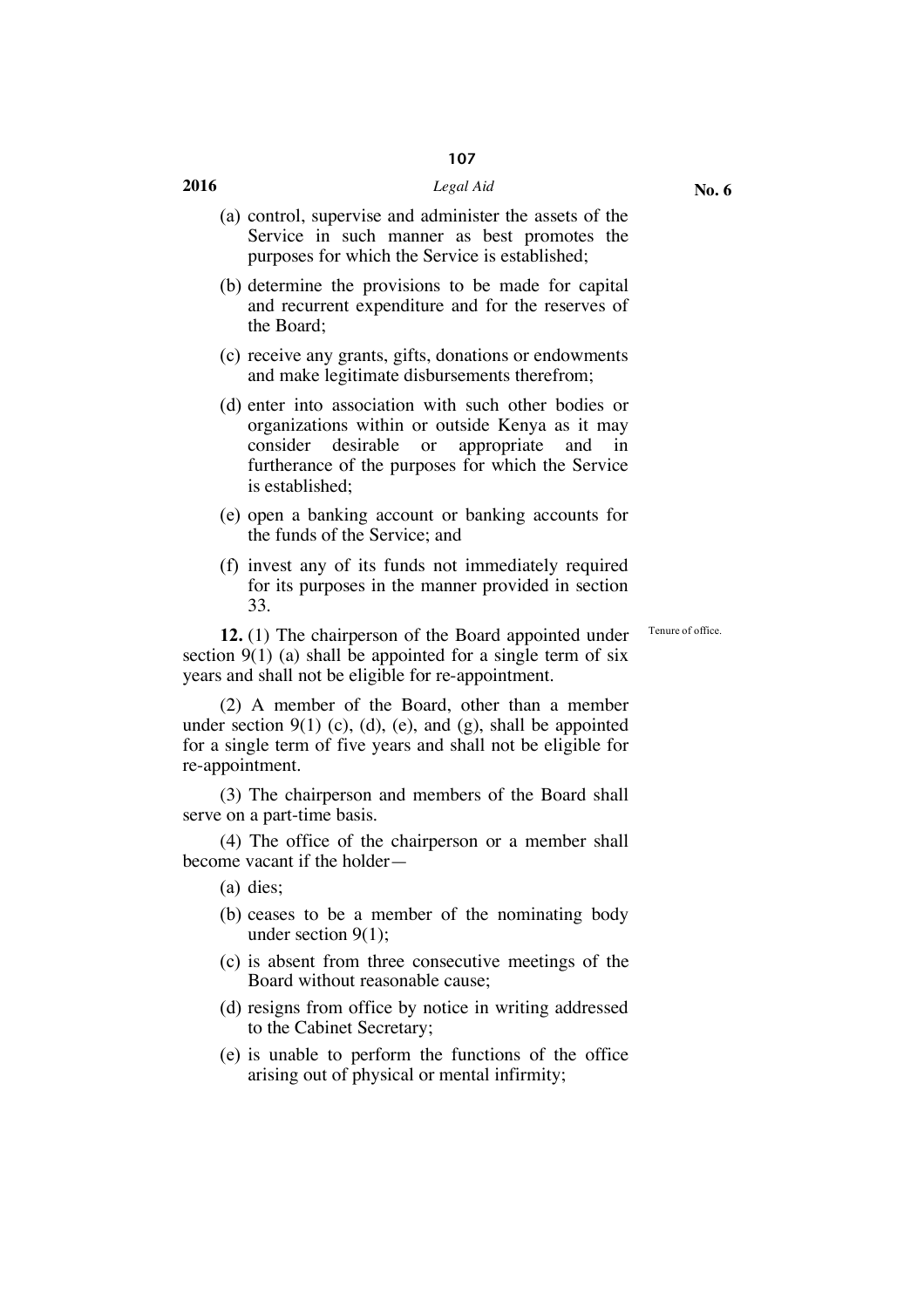(a) control, supervise and administer the assets of the Service in such manner as best promotes the purposes for which the Service is established;

(b) determine the provisions to be made for capital and recurrent expenditure and for the reserves of the Board;

(c) receive any grants, gifts, donations or endowments and make legitimate disbursements therefrom;

(d) enter into association with such other bodies or organizations within or outside Kenya as it may consider desirable or appropriate and in furtherance of the purposes for which the Service is established;

(e) open a banking account or banking accounts for the funds of the Service; and

(f) invest any of its funds not immediately required for its purposes in the manner provided in section 33.

Tenure of office.

**12.** (1) The chairperson of the Board appointed under section 9(1) (a) shall be appointed for a single term of six years and shall not be eligible for re-appointment.

(2) A member of the Board, other than a member under section 9(1) (c), (d), (e), and (g), shall be appointed for a single term of five years and shall not be eligible for re-appointment.

(3) The chairperson and members of the Board shall serve on a part-time basis.

(4) The office of the chairperson or a member shall become vacant if the holder—

(a) dies;

(b) ceases to be a member of the nominating body under section 9(1);

(c) is absent from three consecutive meetings of the Board without reasonable cause;

(d) resigns from office by notice in writing addressed to the Cabinet Secretary;

(e) is unable to perform the functions of the office arising out of physical or mental infirmity;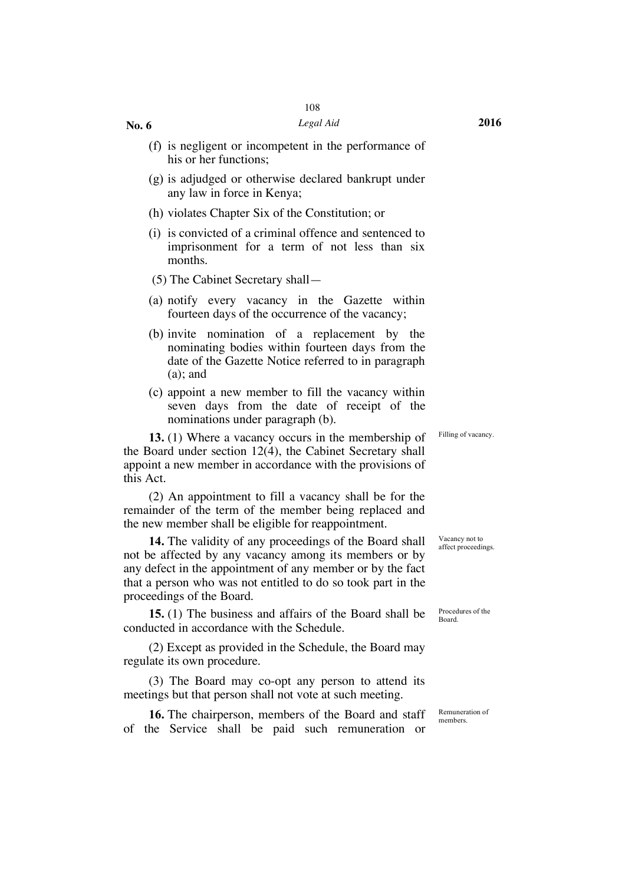(f) is negligent or incompetent in the performance of his or her functions;

(g) is adjudged or otherwise declared bankrupt under any law in force in Kenya;

(h) violates Chapter Six of the Constitution; or

(i) is convicted of a criminal offence and sentenced to imprisonment for a term of not less than six months.

(5) The Cabinet Secretary shall—

(a) notify every vacancy in the Gazette within fourteen days of the occurrence of the vacancy;

(b) invite nomination of a replacement by the nominating bodies within fourteen days from the date of the Gazette Notice referred to in paragraph (a); and

(c) appoint a new member to fill the vacancy within seven days from the date of receipt of the nominations under paragraph (b).

Filling of vacancy.

**13.** (1) Where a vacancy occurs in the membership of the Board under section 12(4), the Cabinet Secretary shall appoint a new member in accordance with the provisions of this Act.

(2) An appointment to fill a vacancy shall be for the remainder of the term of the member being replaced and the new member shall be eligible for reappointment.

Vacancy not to affect proceedings.

**14.** The validity of any proceedings of the Board shall not be affected by any vacancy among its members or by any defect in the appointment of any member or by the fact that a person who was not entitled to do so took part in the proceedings of the Board.

Procedures of the Board.

**15.** (1) The business and affairs of the Board shall be conducted in accordance with the Schedule.

(2) Except as provided in the Schedule, the Board may regulate its own procedure.

(3) The Board may co-opt any person to attend its meetings but that person shall not vote at such meeting.

Remuneration of members.

**16.** The chairperson, members of the Board and staff of the Service shall be paid such remuneration or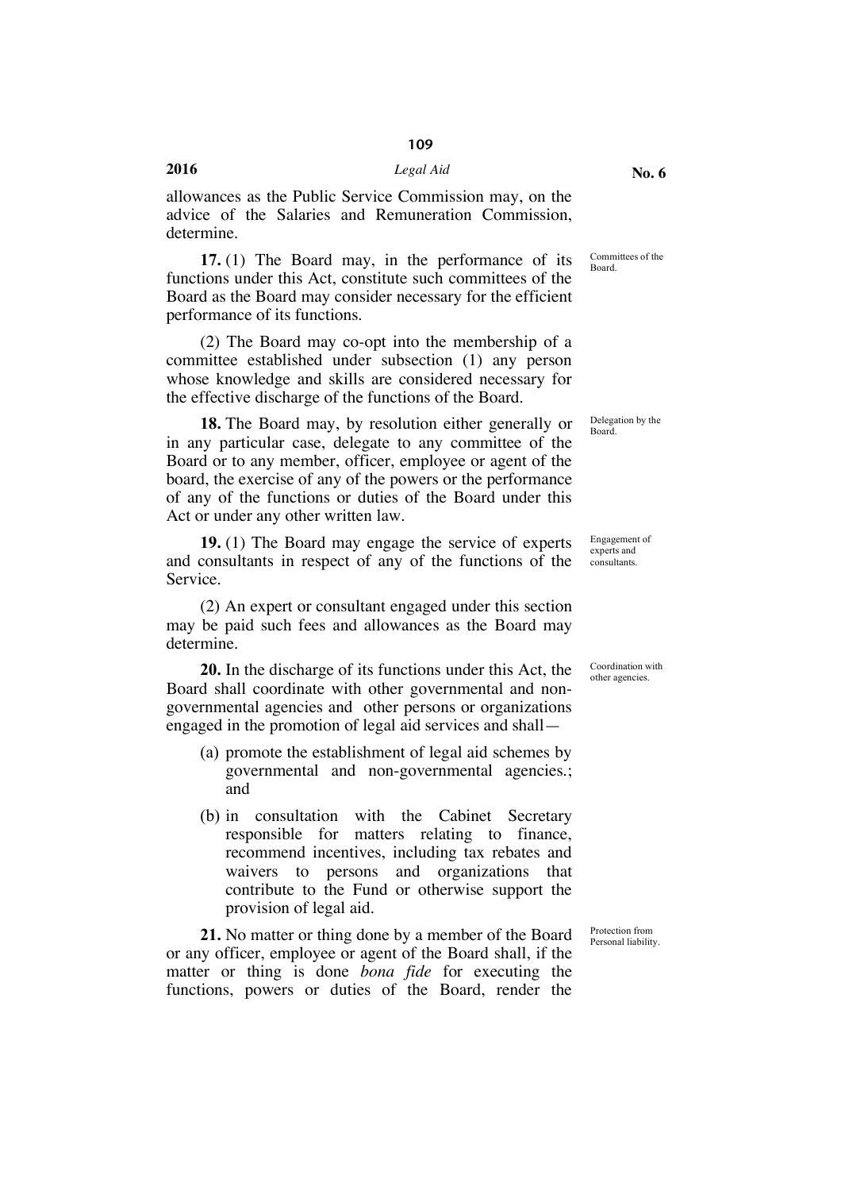allowances as the Public Service Commission may, on the advice of the Salaries and Remuneration Commission, determine.

Committees of the Board.

**17.** (1) The Board may, in the performance of its functions under this Act, constitute such committees of the Board as the Board may consider necessary for the efficient performance of its functions.

(2) The Board may co-opt into the membership of a committee established under subsection (1) any person whose knowledge and skills are considered necessary for the effective discharge of the functions of the Board.

Delegation by the Board.

**18.** The Board may, by resolution either generally or in any particular case, delegate to any committee of the Board or to any member, officer, employee or agent of the board, the exercise of any of the powers or the performance of any of the functions or duties of the Board under this Act or under any other written law.

Engagement of experts and consultants.

**19.** (1) The Board may engage the service of experts and consultants in respect of any of the functions of the Service.

(2) An expert or consultant engaged under this section may be paid such fees and allowances as the Board may determine.

Coordination with other agencies.

**20.** In the discharge of its functions under this Act, the Board shall coordinate with other governmental and non-governmental agencies and other persons or organizations engaged in the promotion of legal aid services and shall—

(a) promote the establishment of legal aid schemes by governmental and non-governmental agencies.; and

(b) in consultation with the Cabinet Secretary responsible for matters relating to finance, recommend incentives, including tax rebates and waivers to persons and organizations that contribute to the Fund or otherwise support the provision of legal aid.

Protection from Personal liability.

**21.** No matter or thing done by a member of the Board or any officer, employee or agent of the Board shall, if the matter or thing is done *bona fide* for executing the functions, powers or duties of the Board, render the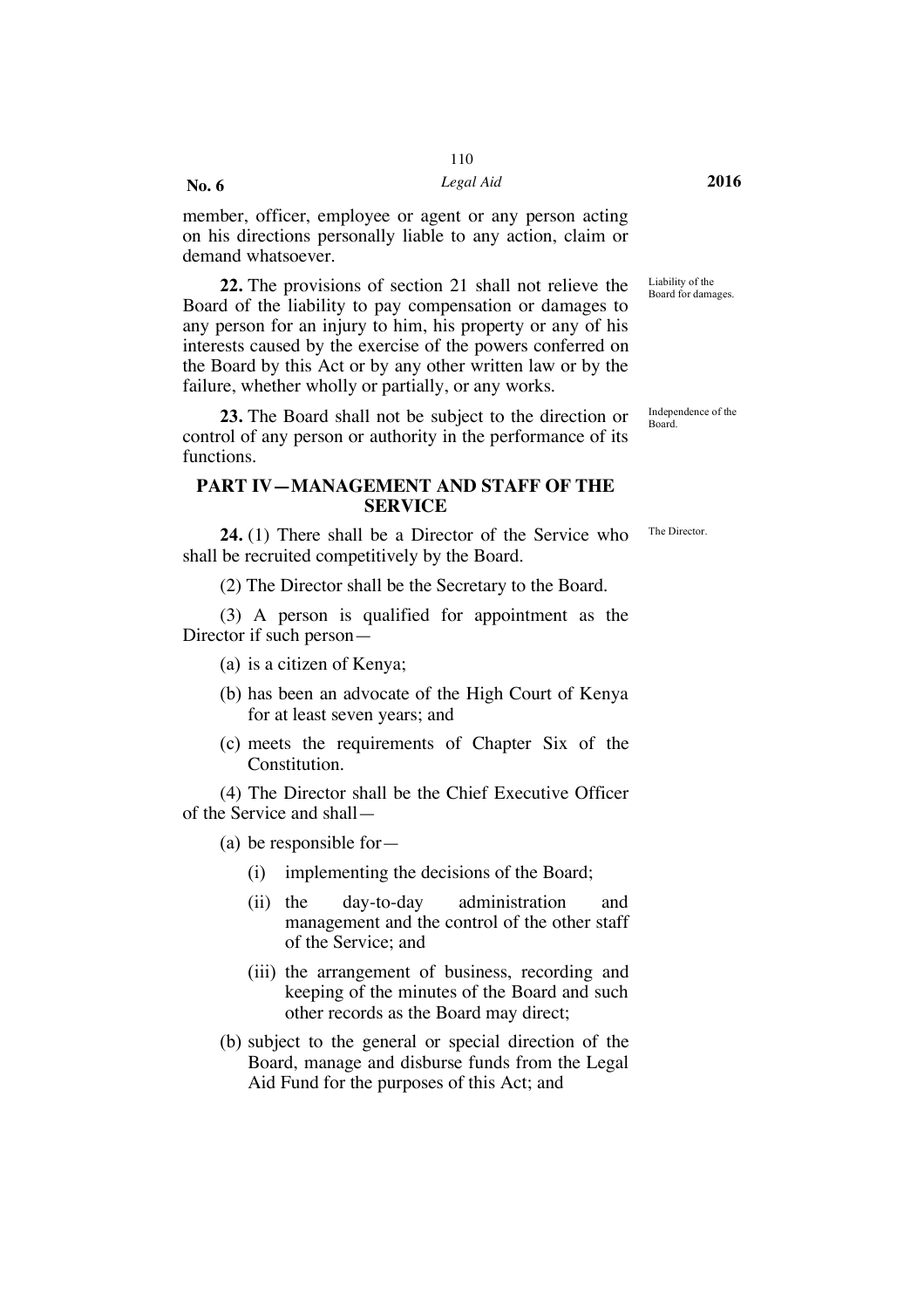member, officer, employee or agent or any person acting on his directions personally liable to any action, claim or demand whatsoever.

Liability of the Board for damages.

**22.** The provisions of section 21 shall not relieve the Board of the liability to pay compensation or damages to any person for an injury to him, his property or any of his interests caused by the exercise of the powers conferred on the Board by this Act or by any other written law or by the failure, whether wholly or partially, or any works.

Independence of the Board.

**23.** The Board shall not be subject to the direction or control of any person or authority in the performance of its functions.

## PART IV—MANAGEMENT AND STAFF OF THE SERVICE

The Director.

**24.** (1) There shall be a Director of the Service who shall be recruited competitively by the Board.

(2) The Director shall be the Secretary to the Board.

(3) A person is qualified for appointment as the Director if such person—

(a) is a citizen of Kenya;

(b) has been an advocate of the High Court of Kenya for at least seven years; and

(c) meets the requirements of Chapter Six of the Constitution.

(4) The Director shall be the Chief Executive Officer of the Service and shall—

(a) be responsible for—

(i) implementing the decisions of the Board;

(ii) the day-to-day administration and management and the control of the other staff of the Service; and

(iii) the arrangement of business, recording and keeping of the minutes of the Board and such other records as the Board may direct;

(b) subject to the general or special direction of the Board, manage and disburse funds from the Legal Aid Fund for the purposes of this Act; and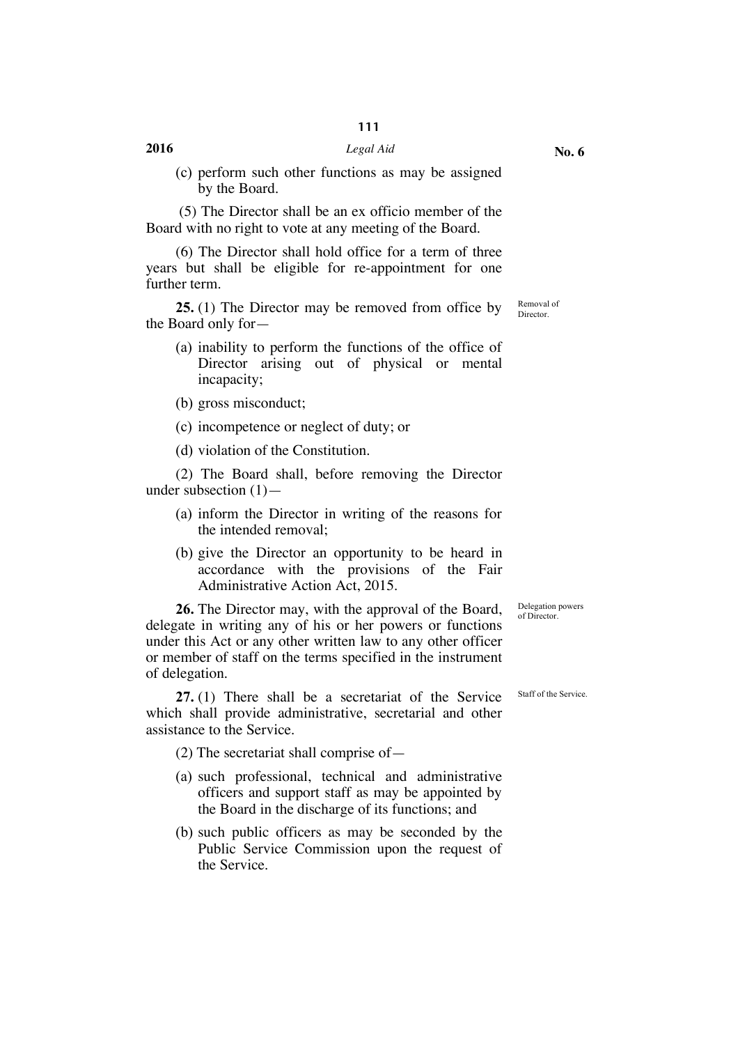(c) perform such other functions as may be assigned by the Board.

(5) The Director shall be an ex officio member of the Board with no right to vote at any meeting of the Board.

(6) The Director shall hold office for a term of three years but shall be eligible for re-appointment for one further term.

Removal of Director.

**25.** (1) The Director may be removed from office by the Board only for—

(a) inability to perform the functions of the office of Director arising out of physical or mental incapacity;

(b) gross misconduct;

(c) incompetence or neglect of duty; or

(d) violation of the Constitution.

(2) The Board shall, before removing the Director under subsection (1)—

(a) inform the Director in writing of the reasons for the intended removal;

(b) give the Director an opportunity to be heard in accordance with the provisions of the Fair Administrative Action Act, 2015.

Delegation powers of Director.

**26.** The Director may, with the approval of the Board, delegate in writing any of his or her powers or functions under this Act or any other written law to any other officer or member of staff on the terms specified in the instrument of delegation.

Staff of the Service.

**27.** (1) There shall be a secretariat of the Service which shall provide administrative, secretarial and other assistance to the Service.

(2) The secretariat shall comprise of—

(a) such professional, technical and administrative officers and support staff as may be appointed by the Board in the discharge of its functions; and

(b) such public officers as may be seconded by the Public Service Commission upon the request of the Service.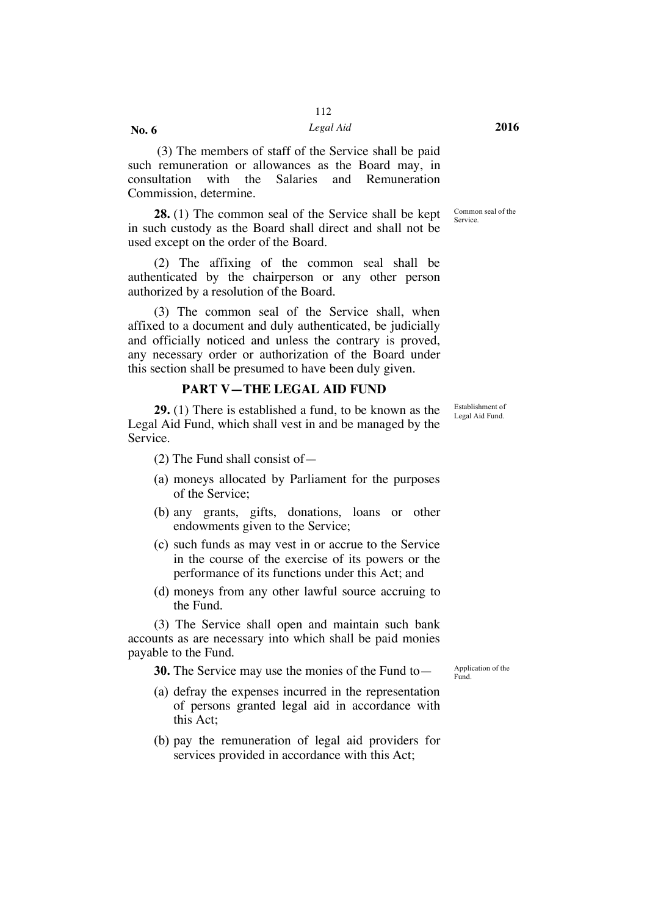(3) The members of staff of the Service shall be paid such remuneration or allowances as the Board may, in consultation with the Salaries and Remuneration Commission, determine.

Common seal of the Service.

**28.** (1) The common seal of the Service shall be kept in such custody as the Board shall direct and shall not be used except on the order of the Board.

(2) The affixing of the common seal shall be authenticated by the chairperson or any other person authorized by a resolution of the Board.

(3) The common seal of the Service shall, when affixed to a document and duly authenticated, be judicially and officially noticed and unless the contrary is proved, any necessary order or authorization of the Board under this section shall be presumed to have been duly given.

## PART V—THE LEGAL AID FUND

Establishment of Legal Aid Fund.

**29.** (1) There is established a fund, to be known as the Legal Aid Fund, which shall vest in and be managed by the Service.

(2) The Fund shall consist of—

(a) moneys allocated by Parliament for the purposes of the Service;

(b) any grants, gifts, donations, loans or other endowments given to the Service;

(c) such funds as may vest in or accrue to the Service in the course of the exercise of its powers or the performance of its functions under this Act; and

(d) moneys from any other lawful source accruing to the Fund.

(3) The Service shall open and maintain such bank accounts as are necessary into which shall be paid monies payable to the Fund.

Application of the Fund.

**30.** The Service may use the monies of the Fund to—

(a) defray the expenses incurred in the representation of persons granted legal aid in accordance with this Act;

(b) pay the remuneration of legal aid providers for services provided in accordance with this Act;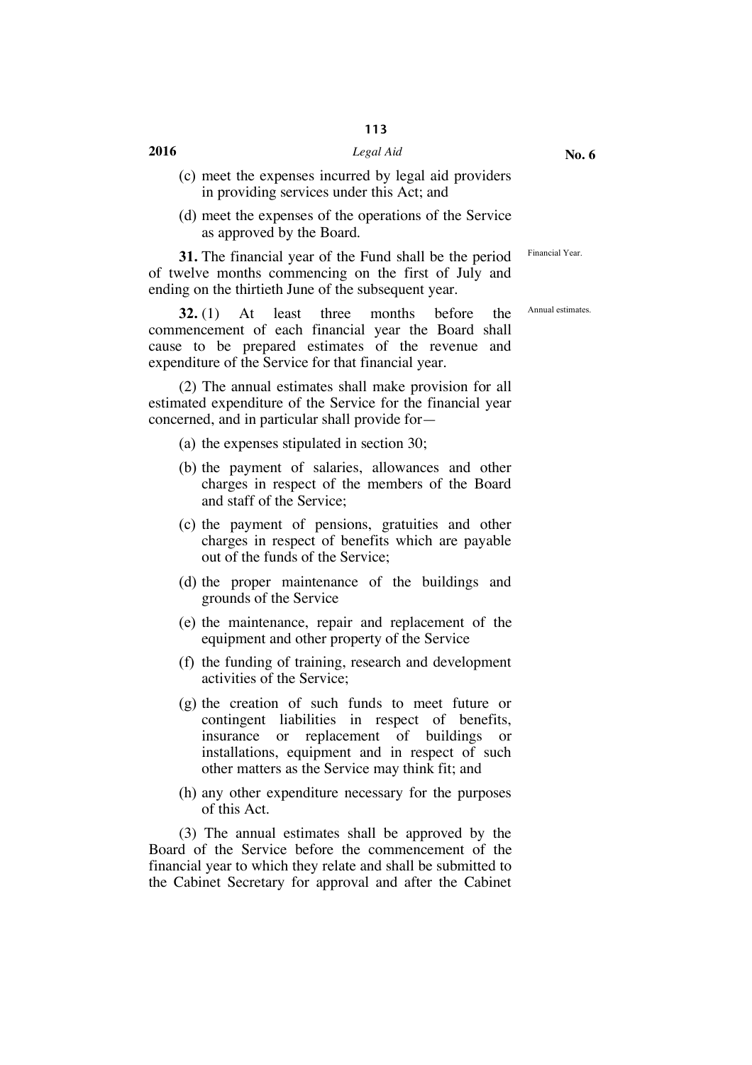(c) meet the expenses incurred by legal aid providers in providing services under this Act; and

(d) meet the expenses of the operations of the Service as approved by the Board.

Financial Year.

**31.** The financial year of the Fund shall be the period of twelve months commencing on the first of July and ending on the thirtieth June of the subsequent year.

Annual estimates.

**32.** (1) At least three months before the commencement of each financial year the Board shall cause to be prepared estimates of the revenue and expenditure of the Service for that financial year.

(2) The annual estimates shall make provision for all estimated expenditure of the Service for the financial year concerned, and in particular shall provide for—

(a) the expenses stipulated in section 30;

(b) the payment of salaries, allowances and other charges in respect of the members of the Board and staff of the Service;

(c) the payment of pensions, gratuities and other charges in respect of benefits which are payable out of the funds of the Service;

(d) the proper maintenance of the buildings and grounds of the Service

(e) the maintenance, repair and replacement of the equipment and other property of the Service

(f) the funding of training, research and development activities of the Service;

(g) the creation of such funds to meet future or contingent liabilities in respect of benefits, insurance or replacement of buildings or installations, equipment and in respect of such other matters as the Service may think fit; and

(h) any other expenditure necessary for the purposes of this Act.

(3) The annual estimates shall be approved by the Board of the Service before the commencement of the financial year to which they relate and shall be submitted to the Cabinet Secretary for approval and after the Cabinet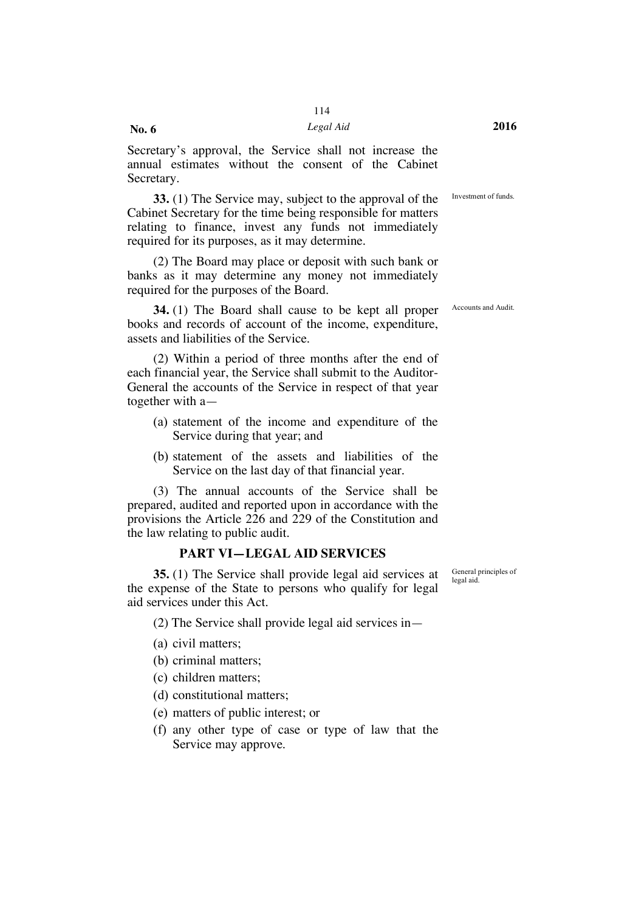Secretary's approval, the Service shall not increase the annual estimates without the consent of the Cabinet Secretary.

Investment of funds.

**33.** (1) The Service may, subject to the approval of the Cabinet Secretary for the time being responsible for matters relating to finance, invest any funds not immediately required for its purposes, as it may determine.

(2) The Board may place or deposit with such bank or banks as it may determine any money not immediately required for the purposes of the Board.

Accounts and Audit.

**34.** (1) The Board shall cause to be kept all proper books and records of account of the income, expenditure, assets and liabilities of the Service.

(2) Within a period of three months after the end of each financial year, the Service shall submit to the Auditor-General the accounts of the Service in respect of that year together with a—

(a) statement of the income and expenditure of the Service during that year; and

(b) statement of the assets and liabilities of the Service on the last day of that financial year.

(3) The annual accounts of the Service shall be prepared, audited and reported upon in accordance with the provisions the Article 226 and 229 of the Constitution and the law relating to public audit.

## PART VI—LEGAL AID SERVICES

General principles of legal aid.

**35.** (1) The Service shall provide legal aid services at the expense of the State to persons who qualify for legal aid services under this Act.

(2) The Service shall provide legal aid services in—

(a) civil matters;

(b) criminal matters;

(c) children matters;

(d) constitutional matters;

(e) matters of public interest; or

(f) any other type of case or type of law that the Service may approve.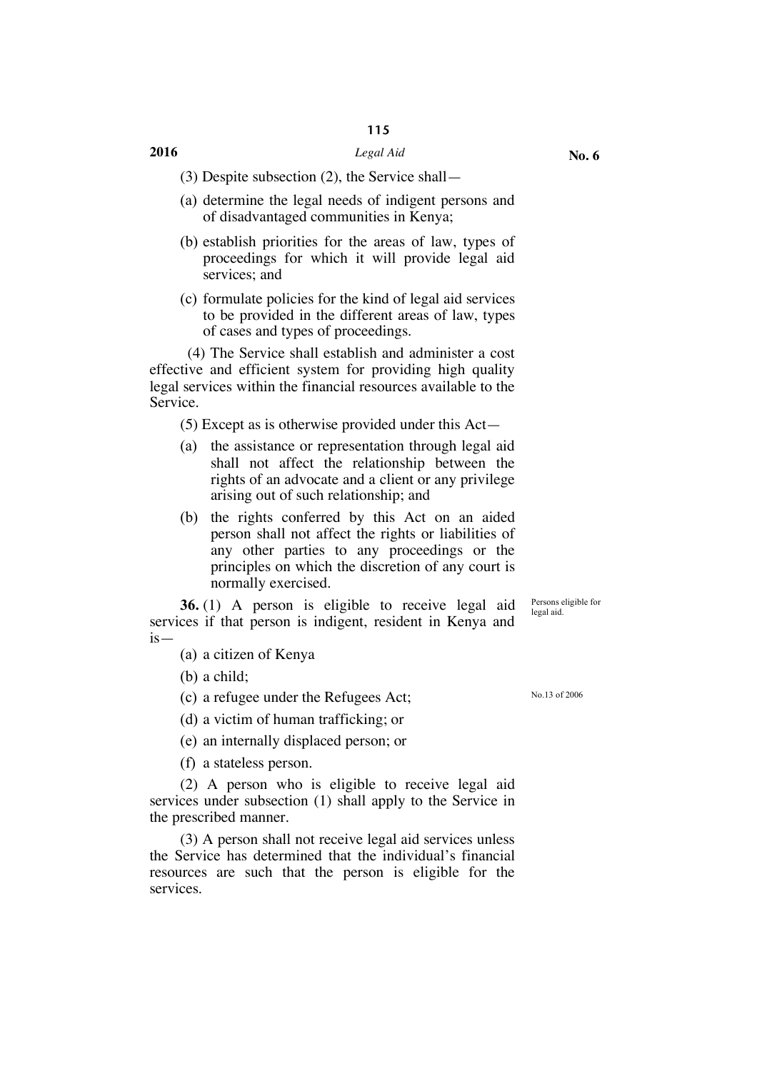(3) Despite subsection (2), the Service shall—

(a) determine the legal needs of indigent persons and of disadvantaged communities in Kenya;

(b) establish priorities for the areas of law, types of proceedings for which it will provide legal aid services; and

(c) formulate policies for the kind of legal aid services to be provided in the different areas of law, types of cases and types of proceedings.

(4) The Service shall establish and administer a cost effective and efficient system for providing high quality legal services within the financial resources available to the Service.

(5) Except as is otherwise provided under this Act—

(a) the assistance or representation through legal aid shall not affect the relationship between the rights of an advocate and a client or any privilege arising out of such relationship; and

(b) the rights conferred by this Act on an aided person shall not affect the rights or liabilities of any other parties to any proceedings or the principles on which the discretion of any court is normally exercised.

Persons eligible for legal aid.

**36.** (1) A person is eligible to receive legal aid services if that person is indigent, resident in Kenya and is—

(a) a citizen of Kenya

(b) a child;

(c) a refugee under the Refugees Act; No.13 of 2006

(d) a victim of human trafficking; or

(e) an internally displaced person; or

(f) a stateless person.

(2) A person who is eligible to receive legal aid services under subsection (1) shall apply to the Service in the prescribed manner.

(3) A person shall not receive legal aid services unless the Service has determined that the individual's financial resources are such that the person is eligible for the services.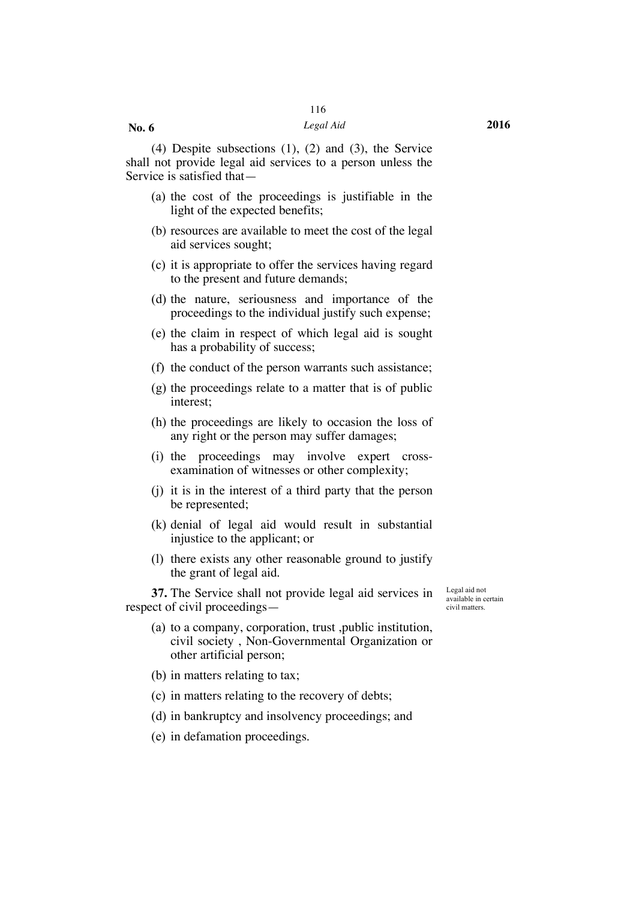(4) Despite subsections (1), (2) and (3), the Service shall not provide legal aid services to a person unless the Service is satisfied that—

(a) the cost of the proceedings is justifiable in the light of the expected benefits;

(b) resources are available to meet the cost of the legal aid services sought;

(c) it is appropriate to offer the services having regard to the present and future demands;

(d) the nature, seriousness and importance of the proceedings to the individual justify such expense;

(e) the claim in respect of which legal aid is sought has a probability of success;

(f) the conduct of the person warrants such assistance;

(g) the proceedings relate to a matter that is of public interest;

(h) the proceedings are likely to occasion the loss of any right or the person may suffer damages;

(i) the proceedings may involve expert cross-examination of witnesses or other complexity;

(j) it is in the interest of a third party that the person be represented;

(k) denial of legal aid would result in substantial injustice to the applicant; or

(l) there exists any other reasonable ground to justify the grant of legal aid.

Legal aid not available in certain civil matters.

**37.** The Service shall not provide legal aid services in respect of civil proceedings—

(a) to a company, corporation, trust ,public institution, civil society , Non-Governmental Organization or other artificial person;

(b) in matters relating to tax;

(c) in matters relating to the recovery of debts;

(d) in bankruptcy and insolvency proceedings; and

(e) in defamation proceedings.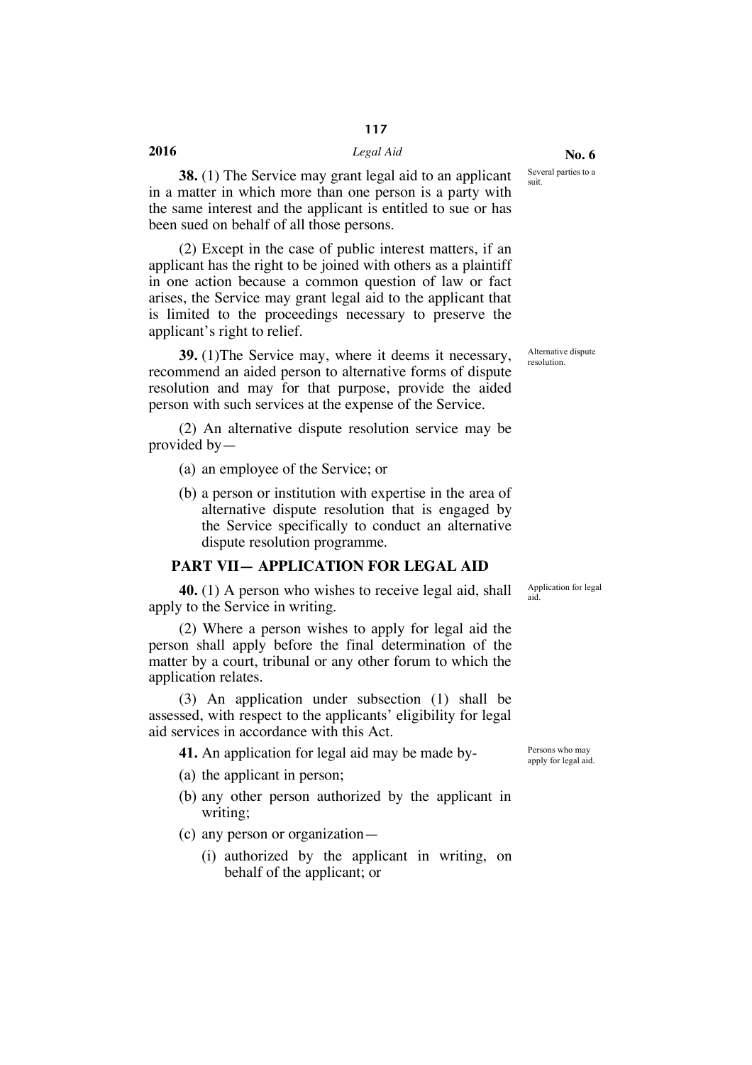**38.** (1) The Service may grant legal aid to an applicant in a matter in which more than one person is a party with the same interest and the applicant is entitled to sue or has been sued on behalf of all those persons.

Several parties to a suit.

(2) Except in the case of public interest matters, if an applicant has the right to be joined with others as a plaintiff in one action because a common question of law or fact arises, the Service may grant legal aid to the applicant that is limited to the proceedings necessary to preserve the applicant's right to relief.

**39.** (1)The Service may, where it deems it necessary, recommend an aided person to alternative forms of dispute resolution and may for that purpose, provide the aided person with such services at the expense of the Service.

Alternative dispute resolution.

(2) An alternative dispute resolution service may be provided by—

(a) an employee of the Service; or

(b) a person or institution with expertise in the area of alternative dispute resolution that is engaged by the Service specifically to conduct an alternative dispute resolution programme.

## PART VII— APPLICATION FOR LEGAL AID

**40.** (1) A person who wishes to receive legal aid, shall apply to the Service in writing.

Application for legal aid.

(2) Where a person wishes to apply for legal aid the person shall apply before the final determination of the matter by a court, tribunal or any other forum to which the application relates.

(3) An application under subsection (1) shall be assessed, with respect to the applicants' eligibility for legal aid services in accordance with this Act.

**41.** An application for legal aid may be made by-

Persons who may apply for legal aid.

(a) the applicant in person;

(b) any other person authorized by the applicant in writing;

(c) any person or organization—

(i) authorized by the applicant in writing, on behalf of the applicant; or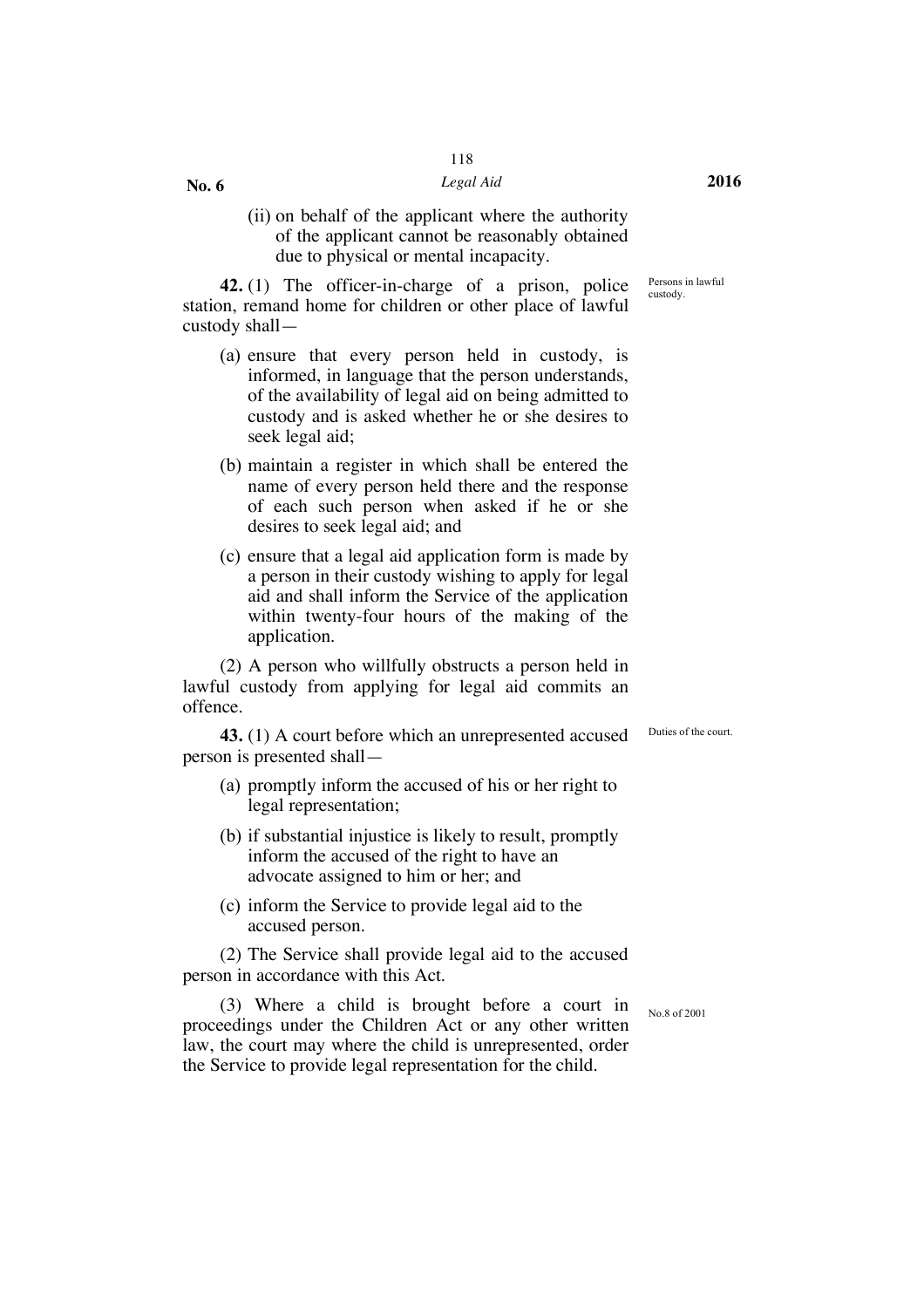(ii) on behalf of the applicant where the authority of the applicant cannot be reasonably obtained due to physical or mental incapacity.

Persons in lawful custody.

**42.** (1) The officer-in-charge of a prison, police station, remand home for children or other place of lawful custody shall—

(a) ensure that every person held in custody, is informed, in language that the person understands, of the availability of legal aid on being admitted to custody and is asked whether he or she desires to seek legal aid;

(b) maintain a register in which shall be entered the name of every person held there and the response of each such person when asked if he or she desires to seek legal aid; and

(c) ensure that a legal aid application form is made by a person in their custody wishing to apply for legal aid and shall inform the Service of the application within twenty-four hours of the making of the application.

(2) A person who willfully obstructs a person held in lawful custody from applying for legal aid commits an offence.

Duties of the court.

**43.** (1) A court before which an unrepresented accused person is presented shall—

(a) promptly inform the accused of his or her right to legal representation;

(b) if substantial injustice is likely to result, promptly inform the accused of the right to have an advocate assigned to him or her; and

(c) inform the Service to provide legal aid to the accused person.

(2) The Service shall provide legal aid to the accused person in accordance with this Act.

No.8 of 2001

(3) Where a child is brought before a court in proceedings under the Children Act or any other written law, the court may where the child is unrepresented, order the Service to provide legal representation for the child.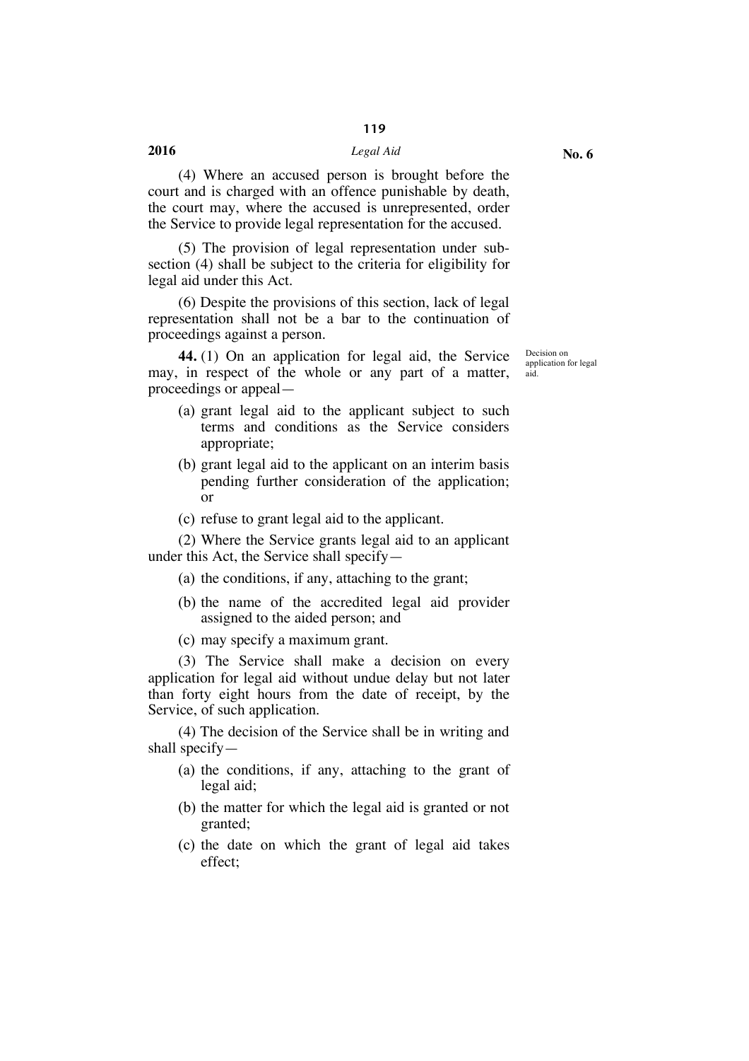(4) Where an accused person is brought before the court and is charged with an offence punishable by death, the court may, where the accused is unrepresented, order the Service to provide legal representation for the accused.

(5) The provision of legal representation under subsection (4) shall be subject to the criteria for eligibility for legal aid under this Act.

(6) Despite the provisions of this section, lack of legal representation shall not be a bar to the continuation of proceedings against a person.

Decision on application for legal aid.

**44.** (1) On an application for legal aid, the Service may, in respect of the whole or any part of a matter, proceedings or appeal—

(a) grant legal aid to the applicant subject to such terms and conditions as the Service considers appropriate;

(b) grant legal aid to the applicant on an interim basis pending further consideration of the application; or

(c) refuse to grant legal aid to the applicant.

(2) Where the Service grants legal aid to an applicant under this Act, the Service shall specify—

(a) the conditions, if any, attaching to the grant;

(b) the name of the accredited legal aid provider assigned to the aided person; and

(c) may specify a maximum grant.

(3) The Service shall make a decision on every application for legal aid without undue delay but not later than forty eight hours from the date of receipt, by the Service, of such application.

(4) The decision of the Service shall be in writing and shall specify—

(a) the conditions, if any, attaching to the grant of legal aid;

(b) the matter for which the legal aid is granted or not granted;

(c) the date on which the grant of legal aid takes effect;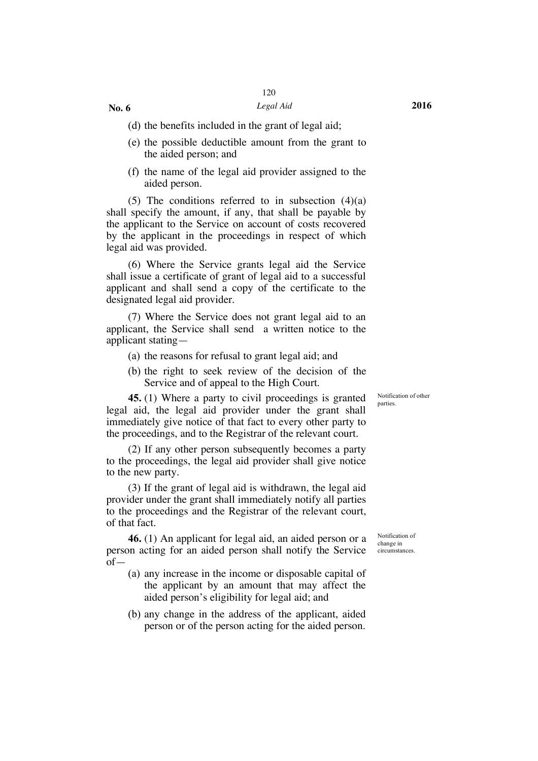(d) the benefits included in the grant of legal aid;

(e) the possible deductible amount from the grant to the aided person; and

(f) the name of the legal aid provider assigned to the aided person.

(5) The conditions referred to in subsection (4)(a) shall specify the amount, if any, that shall be payable by the applicant to the Service on account of costs recovered by the applicant in the proceedings in respect of which legal aid was provided.

(6) Where the Service grants legal aid the Service shall issue a certificate of grant of legal aid to a successful applicant and shall send a copy of the certificate to the designated legal aid provider.

(7) Where the Service does not grant legal aid to an applicant, the Service shall send a written notice to the applicant stating—

(a) the reasons for refusal to grant legal aid; and

(b) the right to seek review of the decision of the Service and of appeal to the High Court.

Notification of other parties.

**45.** (1) Where a party to civil proceedings is granted legal aid, the legal aid provider under the grant shall immediately give notice of that fact to every other party to the proceedings, and to the Registrar of the relevant court.

(2) If any other person subsequently becomes a party to the proceedings, the legal aid provider shall give notice to the new party.

(3) If the grant of legal aid is withdrawn, the legal aid provider under the grant shall immediately notify all parties to the proceedings and the Registrar of the relevant court, of that fact.

Notification of change in circumstances.

**46.** (1) An applicant for legal aid, an aided person or a person acting for an aided person shall notify the Service of—

(a) any increase in the income or disposable capital of the applicant by an amount that may affect the aided person's eligibility for legal aid; and

(b) any change in the address of the applicant, aided person or of the person acting for the aided person.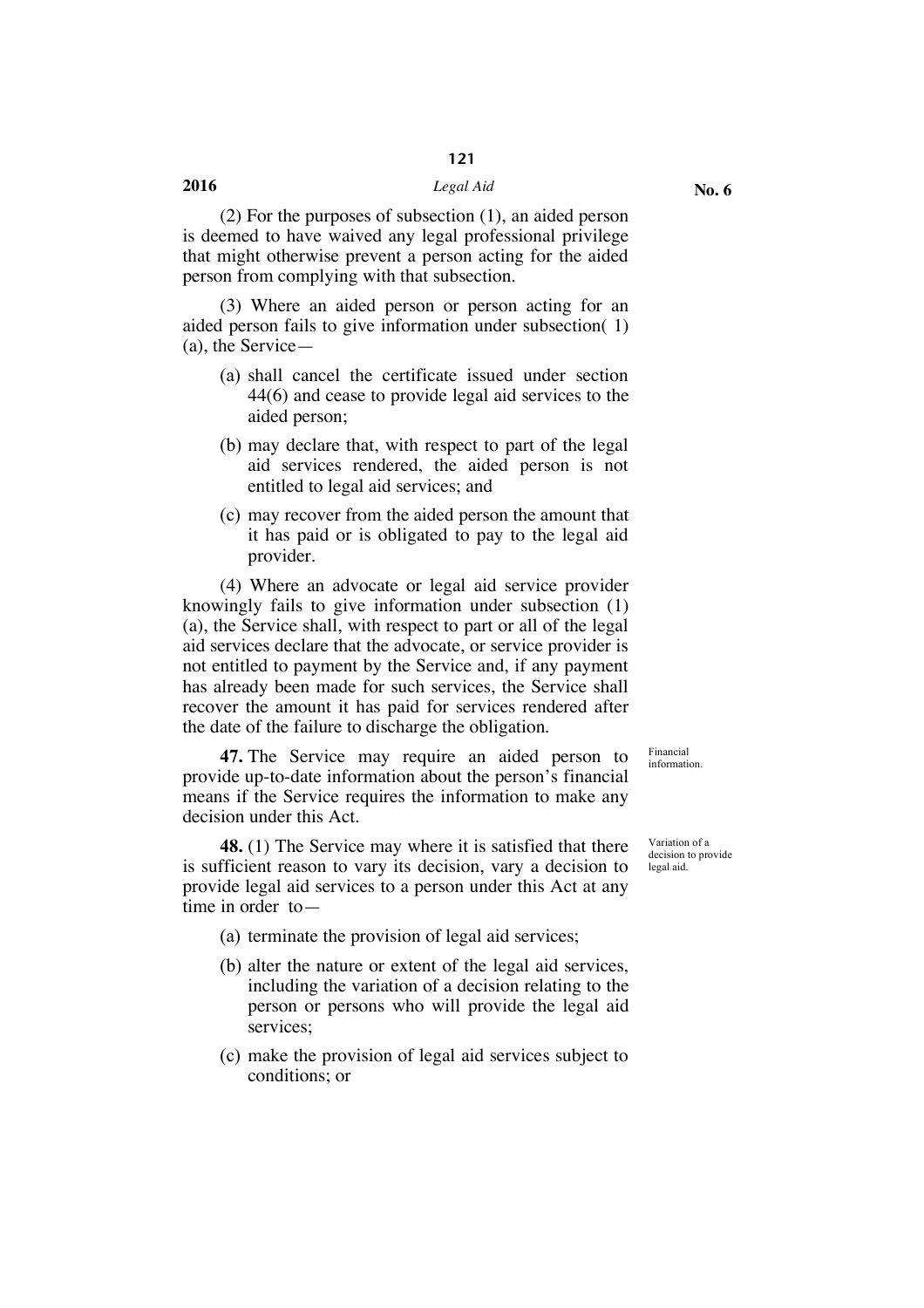(2) For the purposes of subsection (1), an aided person is deemed to have waived any legal professional privilege that might otherwise prevent a person acting for the aided person from complying with that subsection.

(3) Where an aided person or person acting for an aided person fails to give information under subsection( 1)(a), the Service—

- (a) shall cancel the certificate issued under section 44(6) and cease to provide legal aid services to the aided person;
- (b) may declare that, with respect to part of the legal aid services rendered, the aided person is not entitled to legal aid services; and
- (c) may recover from the aided person the amount that it has paid or is obligated to pay to the legal aid provider.

(4) Where an advocate or legal aid service provider knowingly fails to give information under subsection (1)(a), the Service shall, with respect to part or all of the legal aid services declare that the advocate, or service provider is not entitled to payment by the Service and, if any payment has already been made for such services, the Service shall recover the amount it has paid for services rendered after the date of the failure to discharge the obligation.

Financial information.

**47.** The Service may require an aided person to provide up-to-date information about the person's financial means if the Service requires the information to make any decision under this Act.

Variation of a decision to provide legal aid.

**48.** (1) The Service may where it is satisfied that there is sufficient reason to vary its decision, vary a decision to provide legal aid services to a person under this Act at any time in order to—

- (a) terminate the provision of legal aid services;
- (b) alter the nature or extent of the legal aid services, including the variation of a decision relating to the person or persons who will provide the legal aid services;
- (c) make the provision of legal aid services subject to conditions; or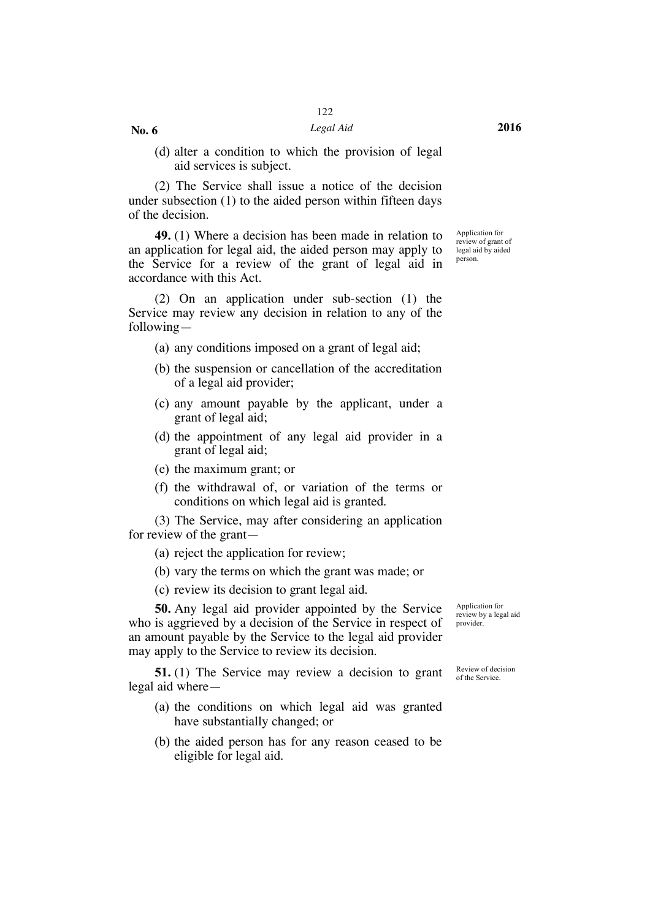(d) alter a condition to which the provision of legal aid services is subject.

(2) The Service shall issue a notice of the decision under subsection (1) to the aided person within fifteen days of the decision.

Application for review of grant of legal aid by aided person.

**49.** (1) Where a decision has been made in relation to an application for legal aid, the aided person may apply to the Service for a review of the grant of legal aid in accordance with this Act.

(2) On an application under sub-section (1) the Service may review any decision in relation to any of the following—

(a) any conditions imposed on a grant of legal aid;

(b) the suspension or cancellation of the accreditation of a legal aid provider;

(c) any amount payable by the applicant, under a grant of legal aid;

(d) the appointment of any legal aid provider in a grant of legal aid;

(e) the maximum grant; or

(f) the withdrawal of, or variation of the terms or conditions on which legal aid is granted.

(3) The Service, may after considering an application for review of the grant—

(a) reject the application for review;

(b) vary the terms on which the grant was made; or

(c) review its decision to grant legal aid.

Application for review by a legal aid provider.

**50.** Any legal aid provider appointed by the Service who is aggrieved by a decision of the Service in respect of an amount payable by the Service to the legal aid provider may apply to the Service to review its decision.

Review of decision of the Service.

**51.** (1) The Service may review a decision to grant legal aid where—

(a) the conditions on which legal aid was granted have substantially changed; or

(b) the aided person has for any reason ceased to be eligible for legal aid.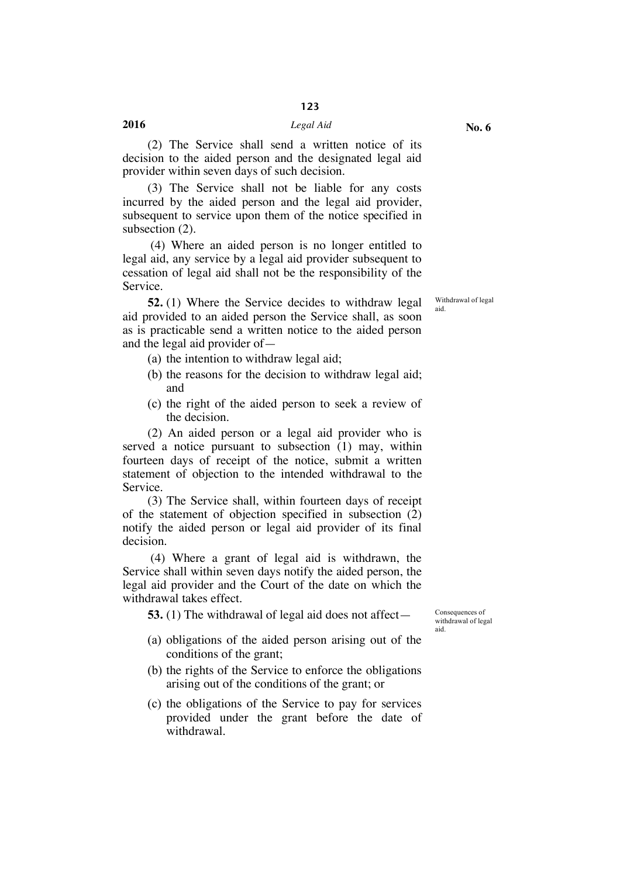(2) The Service shall send a written notice of its decision to the aided person and the designated legal aid provider within seven days of such decision.

(3) The Service shall not be liable for any costs incurred by the aided person and the legal aid provider, subsequent to service upon them of the notice specified in subsection (2).

(4) Where an aided person is no longer entitled to legal aid, any service by a legal aid provider subsequent to cessation of legal aid shall not be the responsibility of the Service.

Withdrawal of legal aid.

**52.** (1) Where the Service decides to withdraw legal aid provided to an aided person the Service shall, as soon as is practicable send a written notice to the aided person and the legal aid provider of—

(a) the intention to withdraw legal aid;

(b) the reasons for the decision to withdraw legal aid; and

(c) the right of the aided person to seek a review of the decision.

(2) An aided person or a legal aid provider who is served a notice pursuant to subsection (1) may, within fourteen days of receipt of the notice, submit a written statement of objection to the intended withdrawal to the Service.

(3) The Service shall, within fourteen days of receipt of the statement of objection specified in subsection (2) notify the aided person or legal aid provider of its final decision.

(4) Where a grant of legal aid is withdrawn, the Service shall within seven days notify the aided person, the legal aid provider and the Court of the date on which the withdrawal takes effect.

Consequences of withdrawal of legal aid.

**53.** (1) The withdrawal of legal aid does not affect—

(a) obligations of the aided person arising out of the conditions of the grant;

(b) the rights of the Service to enforce the obligations arising out of the conditions of the grant; or

(c) the obligations of the Service to pay for services provided under the grant before the date of withdrawal.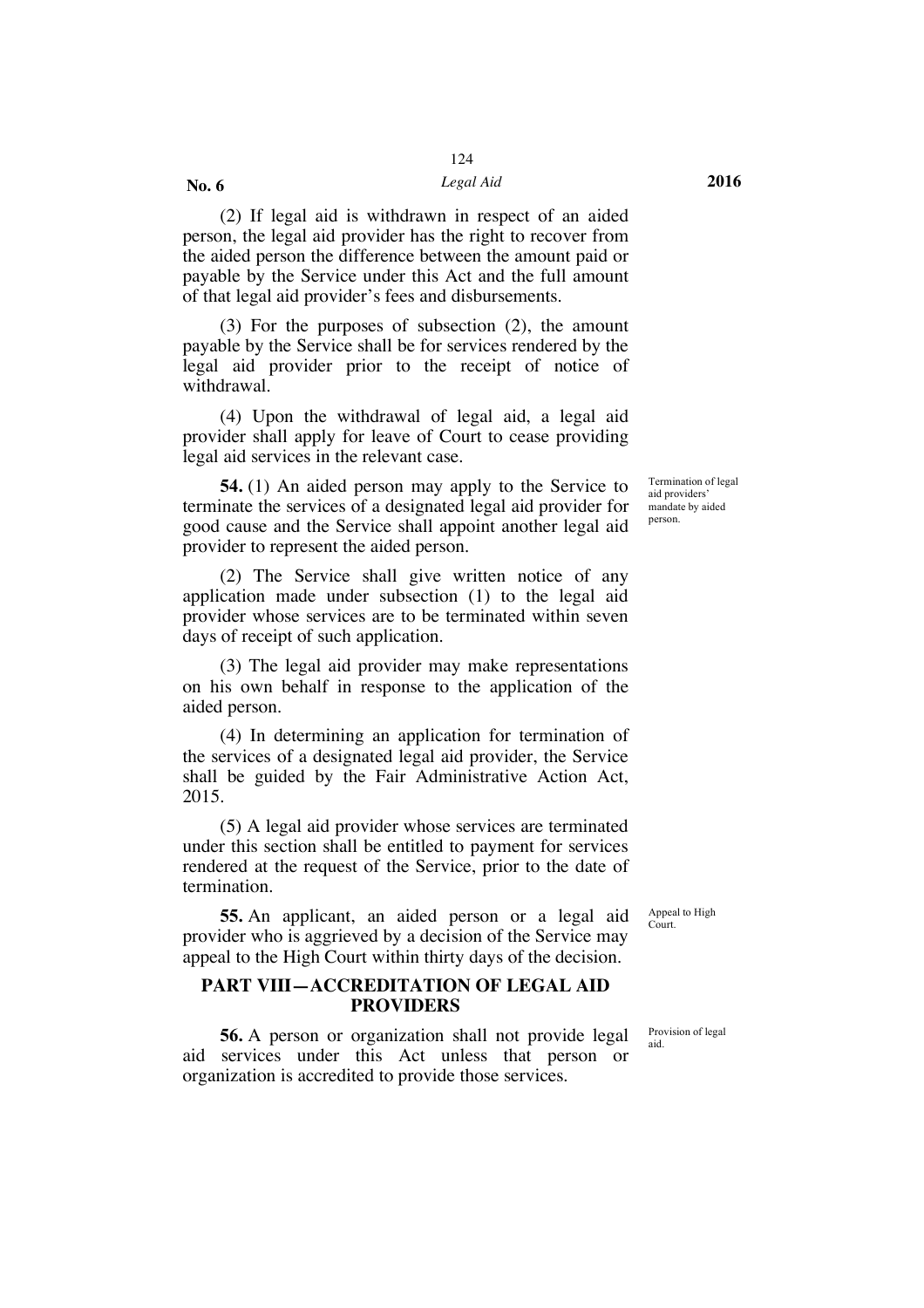(2) If legal aid is withdrawn in respect of an aided person, the legal aid provider has the right to recover from the aided person the difference between the amount paid or payable by the Service under this Act and the full amount of that legal aid provider's fees and disbursements.

(3) For the purposes of subsection (2), the amount payable by the Service shall be for services rendered by the legal aid provider prior to the receipt of notice of withdrawal.

(4) Upon the withdrawal of legal aid, a legal aid provider shall apply for leave of Court to cease providing legal aid services in the relevant case.

Termination of legal aid providers' mandate by aided person.

**54.** (1) An aided person may apply to the Service to terminate the services of a designated legal aid provider for good cause and the Service shall appoint another legal aid provider to represent the aided person.

(2) The Service shall give written notice of any application made under subsection (1) to the legal aid provider whose services are to be terminated within seven days of receipt of such application.

(3) The legal aid provider may make representations on his own behalf in response to the application of the aided person.

(4) In determining an application for termination of the services of a designated legal aid provider, the Service shall be guided by the Fair Administrative Action Act, 2015.

(5) A legal aid provider whose services are terminated under this section shall be entitled to payment for services rendered at the request of the Service, prior to the date of termination.

Appeal to High Court.

**55.** An applicant, an aided person or a legal aid provider who is aggrieved by a decision of the Service may appeal to the High Court within thirty days of the decision.

## PART VIII—ACCREDITATION OF LEGAL AID PROVIDERS

Provision of legal aid.

**56.** A person or organization shall not provide legal aid services under this Act unless that person or organization is accredited to provide those services.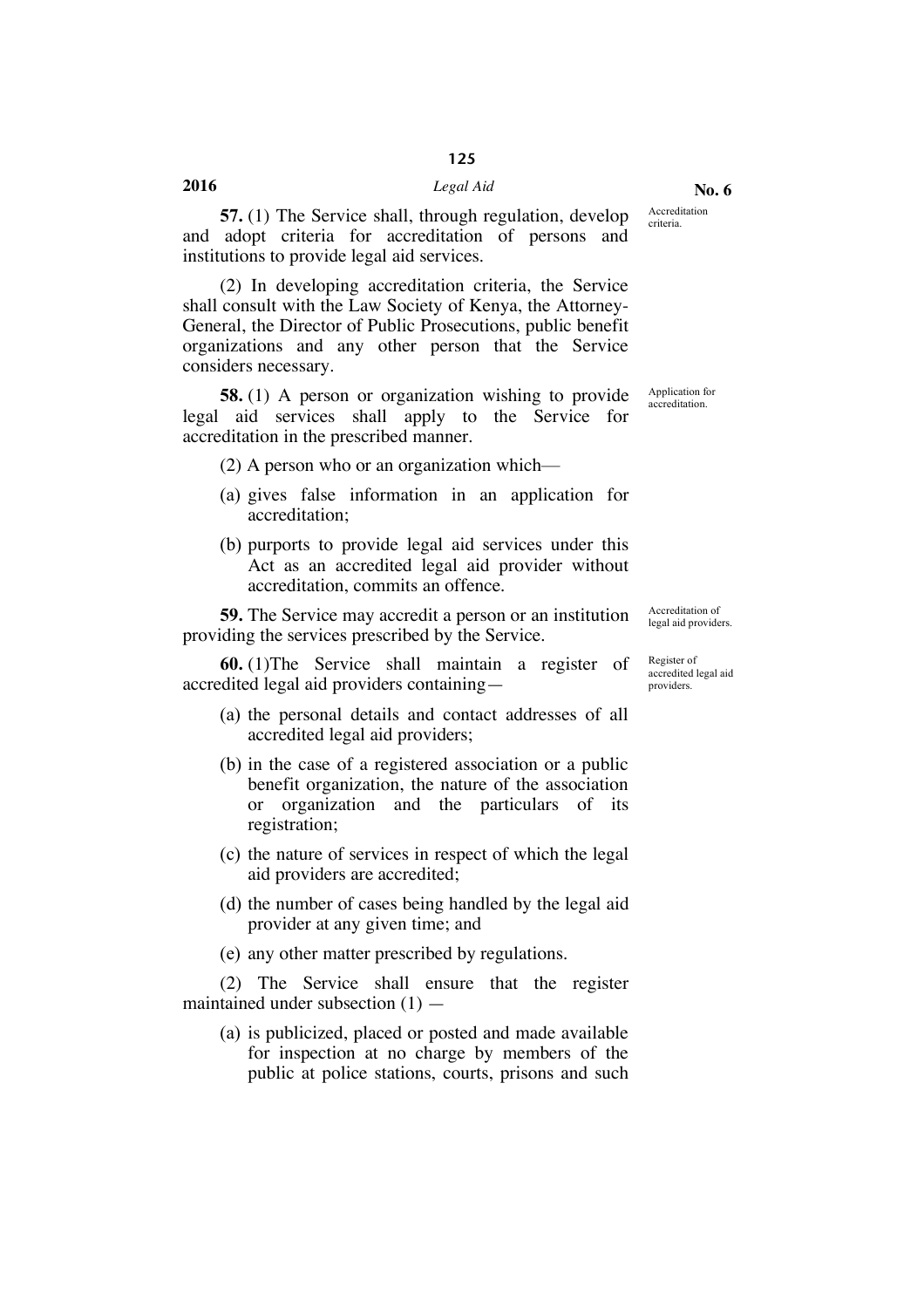Accreditation criteria.

**57.** (1) The Service shall, through regulation, develop and adopt criteria for accreditation of persons and institutions to provide legal aid services.

(2) In developing accreditation criteria, the Service shall consult with the Law Society of Kenya, the Attorney-General, the Director of Public Prosecutions, public benefit organizations and any other person that the Service considers necessary.

Application for accreditation.

**58.** (1) A person or organization wishing to provide legal aid services shall apply to the Service for accreditation in the prescribed manner.

(2) A person who or an organization which—

(a) gives false information in an application for accreditation;

(b) purports to provide legal aid services under this Act as an accredited legal aid provider without accreditation, commits an offence.

Accreditation of legal aid providers.

**59.** The Service may accredit a person or an institution providing the services prescribed by the Service.

Register of accredited legal aid providers.

**60.** (1)The Service shall maintain a register of accredited legal aid providers containing—

(a) the personal details and contact addresses of all accredited legal aid providers;

(b) in the case of a registered association or a public benefit organization, the nature of the association or organization and the particulars of its registration;

(c) the nature of services in respect of which the legal aid providers are accredited;

(d) the number of cases being handled by the legal aid provider at any given time; and

(e) any other matter prescribed by regulations.

(2) The Service shall ensure that the register maintained under subsection (1) —

(a) is publicized, placed or posted and made available for inspection at no charge by members of the public at police stations, courts, prisons and such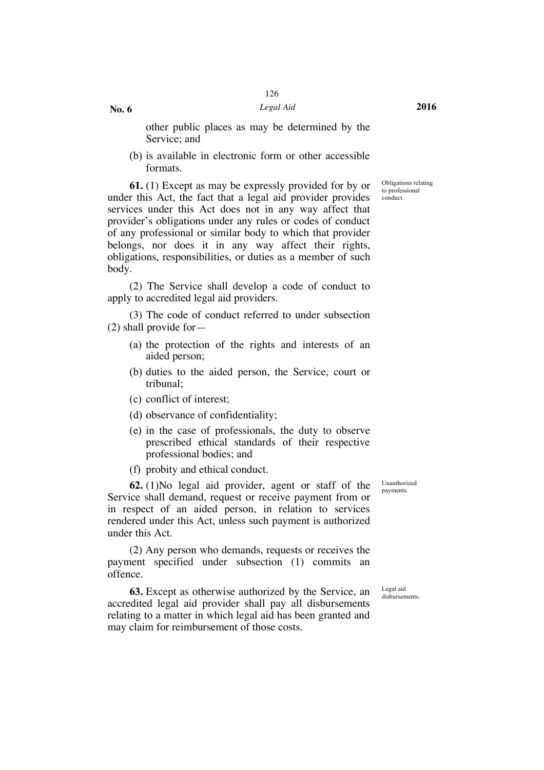other public places as may be determined by the Service; and

(b) is available in electronic form or other accessible formats.

Obligations relating to professional conduct.

**61.** (1) Except as may be expressly provided for by or under this Act, the fact that a legal aid provider provides services under this Act does not in any way affect that provider's obligations under any rules or codes of conduct of any professional or similar body to which that provider belongs, nor does it in any way affect their rights, obligations, responsibilities, or duties as a member of such body.

(2) The Service shall develop a code of conduct to apply to accredited legal aid providers.

(3) The code of conduct referred to under subsection (2) shall provide for—

(a) the protection of the rights and interests of an aided person;

(b) duties to the aided person, the Service, court or tribunal;

(c) conflict of interest;

(d) observance of confidentiality;

(e) in the case of professionals, the duty to observe prescribed ethical standards of their respective professional bodies; and

(f) probity and ethical conduct.

Unauthorized payments.

**62.** (1)No legal aid provider, agent or staff of the Service shall demand, request or receive payment from or in respect of an aided person, in relation to services rendered under this Act, unless such payment is authorized under this Act.

(2) Any person who demands, requests or receives the payment specified under subsection (1) commits an offence.

Legal aid disbursements.

**63.** Except as otherwise authorized by the Service, an accredited legal aid provider shall pay all disbursements relating to a matter in which legal aid has been granted and may claim for reimbursement of those costs.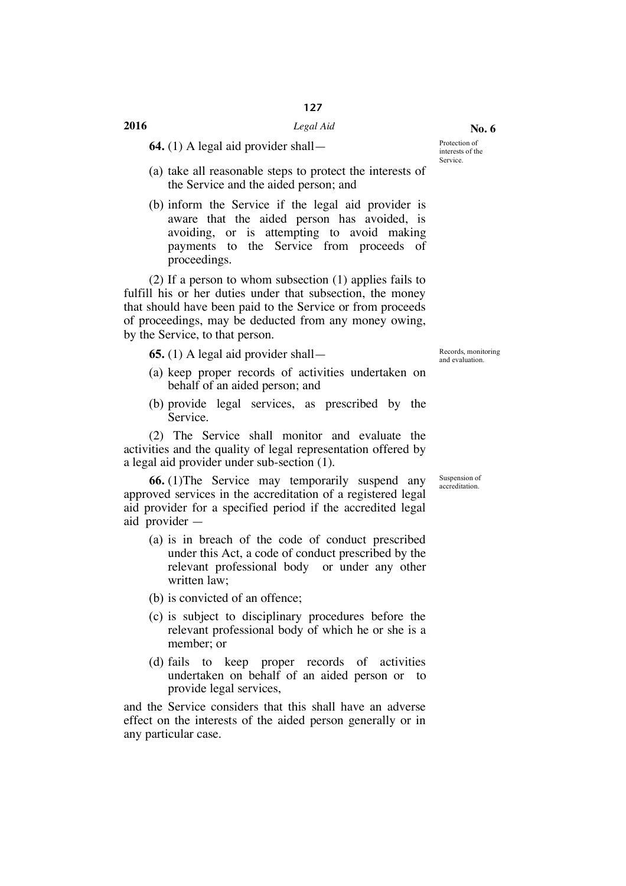**64.** (1) A legal aid provider shall—

Protection of interests of the Service.

(a) take all reasonable steps to protect the interests of the Service and the aided person; and

(b) inform the Service if the legal aid provider is aware that the aided person has avoided, is avoiding, or is attempting to avoid making payments to the Service from proceeds of proceedings.

(2) If a person to whom subsection (1) applies fails to fulfill his or her duties under that subsection, the money that should have been paid to the Service or from proceeds of proceedings, may be deducted from any money owing, by the Service, to that person.

**65.** (1) A legal aid provider shall—

Records, monitoring and evaluation.

(a) keep proper records of activities undertaken on behalf of an aided person; and

(b) provide legal services, as prescribed by the Service.

(2) The Service shall monitor and evaluate the activities and the quality of legal representation offered by a legal aid provider under sub-section (1).

**66.** (1)The Service may temporarily suspend any approved services in the accreditation of a registered legal aid provider for a specified period if the accredited legal aid provider —

Suspension of accreditation.

(a) is in breach of the code of conduct prescribed under this Act, a code of conduct prescribed by the relevant professional body or under any other written law;

(b) is convicted of an offence;

(c) is subject to disciplinary procedures before the relevant professional body of which he or she is a member; or

(d) fails to keep proper records of activities undertaken on behalf of an aided person or to provide legal services,

and the Service considers that this shall have an adverse effect on the interests of the aided person generally or in any particular case.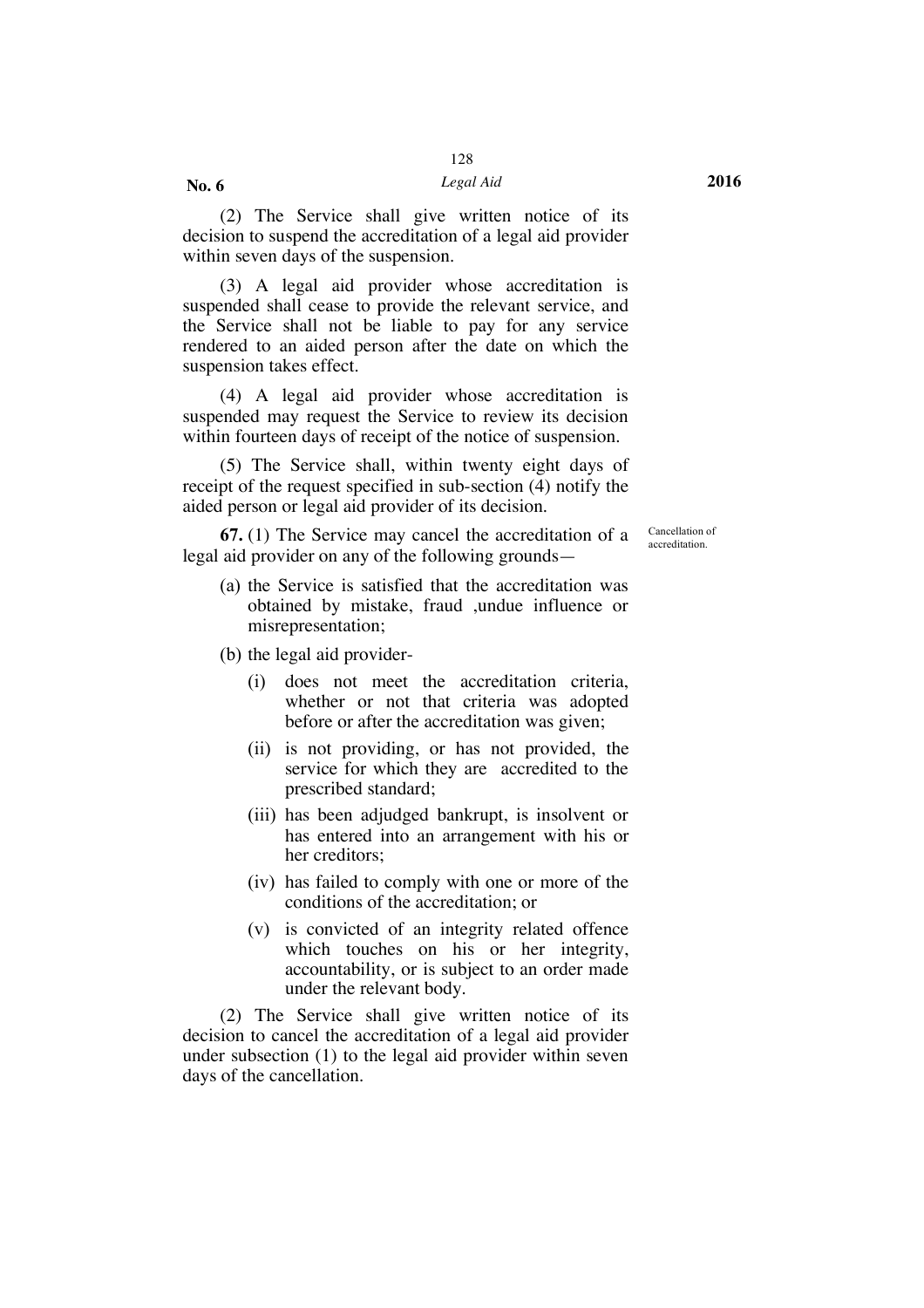(2) The Service shall give written notice of its decision to suspend the accreditation of a legal aid provider within seven days of the suspension.

(3) A legal aid provider whose accreditation is suspended shall cease to provide the relevant service, and the Service shall not be liable to pay for any service rendered to an aided person after the date on which the suspension takes effect.

(4) A legal aid provider whose accreditation is suspended may request the Service to review its decision within fourteen days of receipt of the notice of suspension.

(5) The Service shall, within twenty eight days of receipt of the request specified in sub-section (4) notify the aided person or legal aid provider of its decision.

Cancellation of accreditation.

**67.** (1) The Service may cancel the accreditation of a legal aid provider on any of the following grounds—

(a) the Service is satisfied that the accreditation was obtained by mistake, fraud ,undue influence or misrepresentation;

(b) the legal aid provider-

(i) does not meet the accreditation criteria, whether or not that criteria was adopted before or after the accreditation was given;

(ii) is not providing, or has not provided, the service for which they are accredited to the prescribed standard;

(iii) has been adjudged bankrupt, is insolvent or has entered into an arrangement with his or her creditors;

(iv) has failed to comply with one or more of the conditions of the accreditation; or

(v) is convicted of an integrity related offence which touches on his or her integrity, accountability, or is subject to an order made under the relevant body.

(2) The Service shall give written notice of its decision to cancel the accreditation of a legal aid provider under subsection (1) to the legal aid provider within seven days of the cancellation.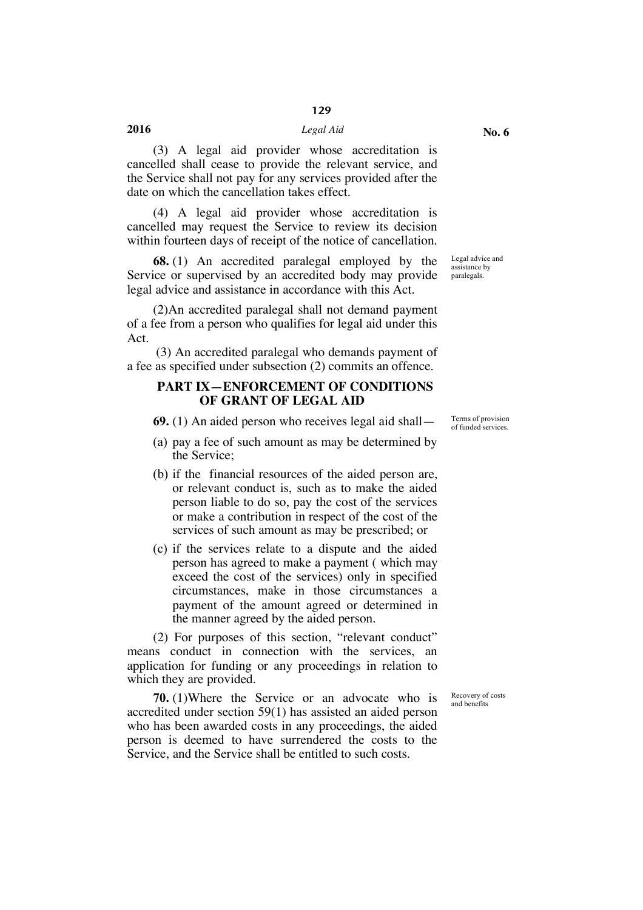(3) A legal aid provider whose accreditation is cancelled shall cease to provide the relevant service, and the Service shall not pay for any services provided after the date on which the cancellation takes effect.

(4) A legal aid provider whose accreditation is cancelled may request the Service to review its decision within fourteen days of receipt of the notice of cancellation.

*Legal advice and assistance by paralegals.*

**68.** (1) An accredited paralegal employed by the Service or supervised by an accredited body may provide legal advice and assistance in accordance with this Act.

(2)An accredited paralegal shall not demand payment of a fee from a person who qualifies for legal aid under this Act.

(3) An accredited paralegal who demands payment of a fee as specified under subsection (2) commits an offence.

## PART IX—ENFORCEMENT OF CONDITIONS OF GRANT OF LEGAL AID

*Terms of provision of funded services.*

**69.** (1) An aided person who receives legal aid shall—

(a) pay a fee of such amount as may be determined by the Service;

(b) if the financial resources of the aided person are, or relevant conduct is, such as to make the aided person liable to do so, pay the cost of the services or make a contribution in respect of the cost of the services of such amount as may be prescribed; or

(c) if the services relate to a dispute and the aided person has agreed to make a payment ( which may exceed the cost of the services) only in specified circumstances, make in those circumstances a payment of the amount agreed or determined in the manner agreed by the aided person.

(2) For purposes of this section, "relevant conduct" means conduct in connection with the services, an application for funding or any proceedings in relation to which they are provided.

*Recovery of costs and benefits*

**70.** (1)Where the Service or an advocate who is accredited under section 59(1) has assisted an aided person who has been awarded costs in any proceedings, the aided person is deemed to have surrendered the costs to the Service, and the Service shall be entitled to such costs.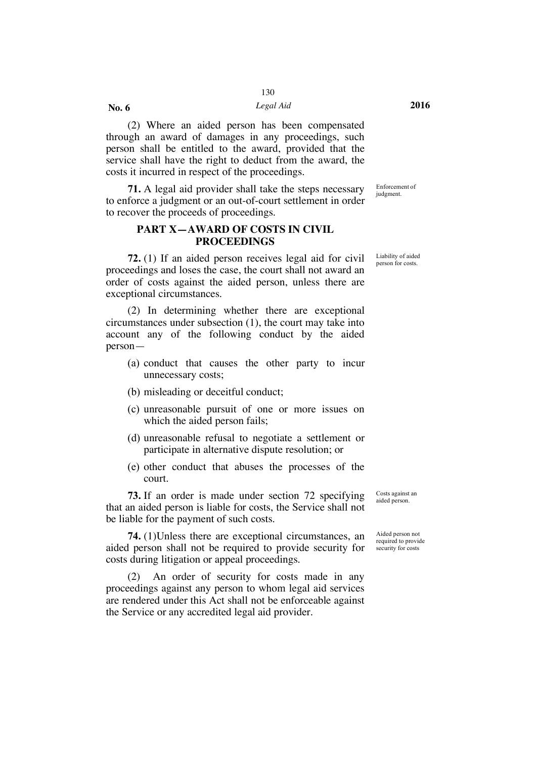(2) Where an aided person has been compensated through an award of damages in any proceedings, such person shall be entitled to the award, provided that the service shall have the right to deduct from the award, the costs it incurred in respect of the proceedings.

*Enforcement of judgment.*

**71.** A legal aid provider shall take the steps necessary to enforce a judgment or an out-of-court settlement in order to recover the proceeds of proceedings.

## PART X—AWARD OF COSTS IN CIVIL PROCEEDINGS

*Liability of aided person for costs.*

**72.** (1) If an aided person receives legal aid for civil proceedings and loses the case, the court shall not award an order of costs against the aided person, unless there are exceptional circumstances.

(2) In determining whether there are exceptional circumstances under subsection (1), the court may take into account any of the following conduct by the aided person—

(a) conduct that causes the other party to incur unnecessary costs;

(b) misleading or deceitful conduct;

(c) unreasonable pursuit of one or more issues on which the aided person fails;

(d) unreasonable refusal to negotiate a settlement or participate in alternative dispute resolution; or

(e) other conduct that abuses the processes of the court.

*Costs against an aided person.*

**73.** If an order is made under section 72 specifying that an aided person is liable for costs, the Service shall not be liable for the payment of such costs.

*Aided person not required to provide security for costs*

**74.** (1)Unless there are exceptional circumstances, an aided person shall not be required to provide security for costs during litigation or appeal proceedings.

(2) An order of security for costs made in any proceedings against any person to whom legal aid services are rendered under this Act shall not be enforceable against the Service or any accredited legal aid provider.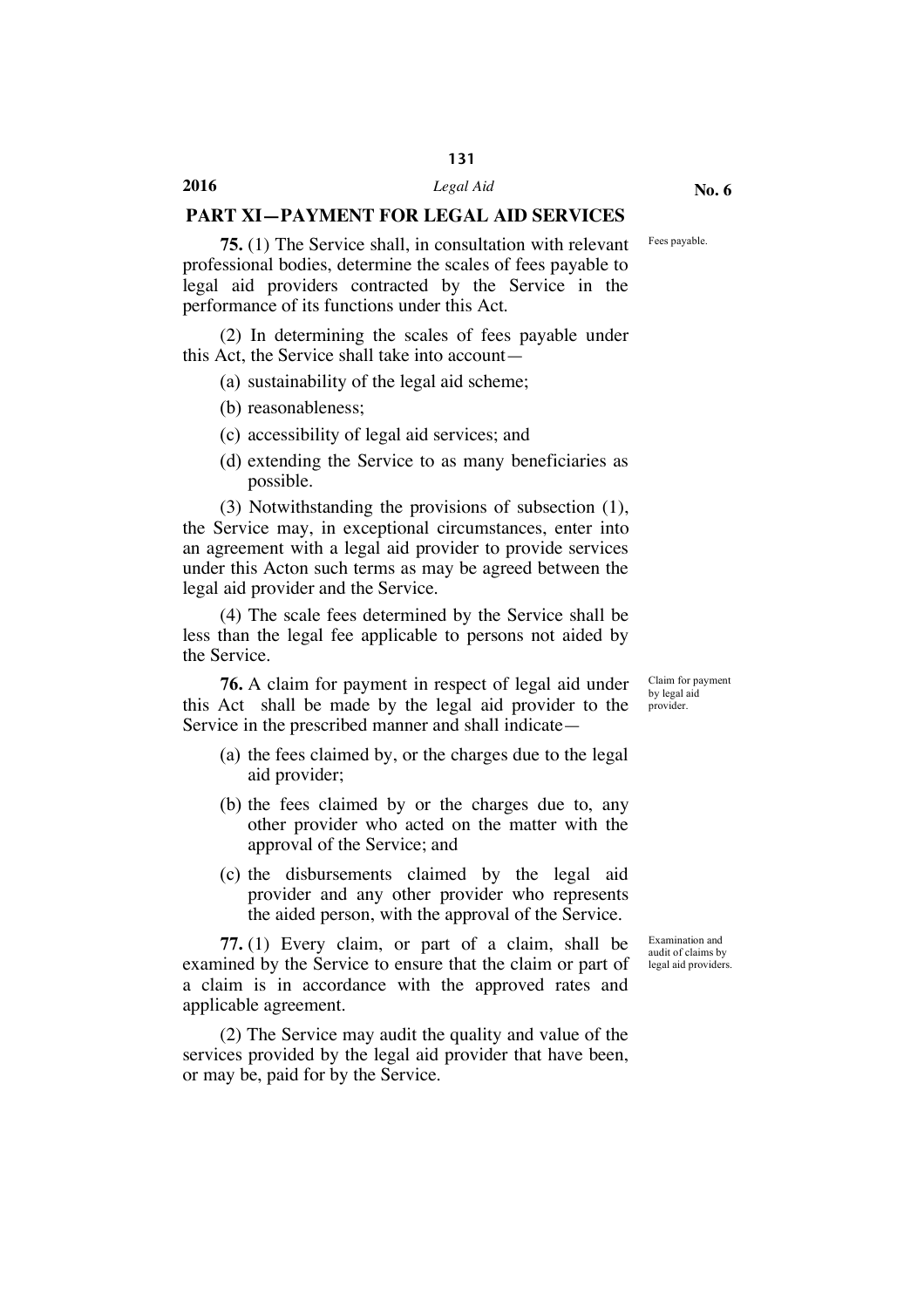## PART XI—PAYMENT FOR LEGAL AID SERVICES

Fees payable.

**75.** (1) The Service shall, in consultation with relevant professional bodies, determine the scales of fees payable to legal aid providers contracted by the Service in the performance of its functions under this Act.

(2) In determining the scales of fees payable under this Act, the Service shall take into account—

(a) sustainability of the legal aid scheme;

(b) reasonableness;

(c) accessibility of legal aid services; and

(d) extending the Service to as many beneficiaries as possible.

(3) Notwithstanding the provisions of subsection (1), the Service may, in exceptional circumstances, enter into an agreement with a legal aid provider to provide services under this Acton such terms as may be agreed between the legal aid provider and the Service.

(4) The scale fees determined by the Service shall be less than the legal fee applicable to persons not aided by the Service.

Claim for payment by legal aid provider.

**76.** A claim for payment in respect of legal aid under this Act shall be made by the legal aid provider to the Service in the prescribed manner and shall indicate—

(a) the fees claimed by, or the charges due to the legal aid provider;

(b) the fees claimed by or the charges due to, any other provider who acted on the matter with the approval of the Service; and

(c) the disbursements claimed by the legal aid provider and any other provider who represents the aided person, with the approval of the Service.

Examination and audit of claims by legal aid providers.

**77.** (1) Every claim, or part of a claim, shall be examined by the Service to ensure that the claim or part of a claim is in accordance with the approved rates and applicable agreement.

(2) The Service may audit the quality and value of the services provided by the legal aid provider that have been, or may be, paid for by the Service.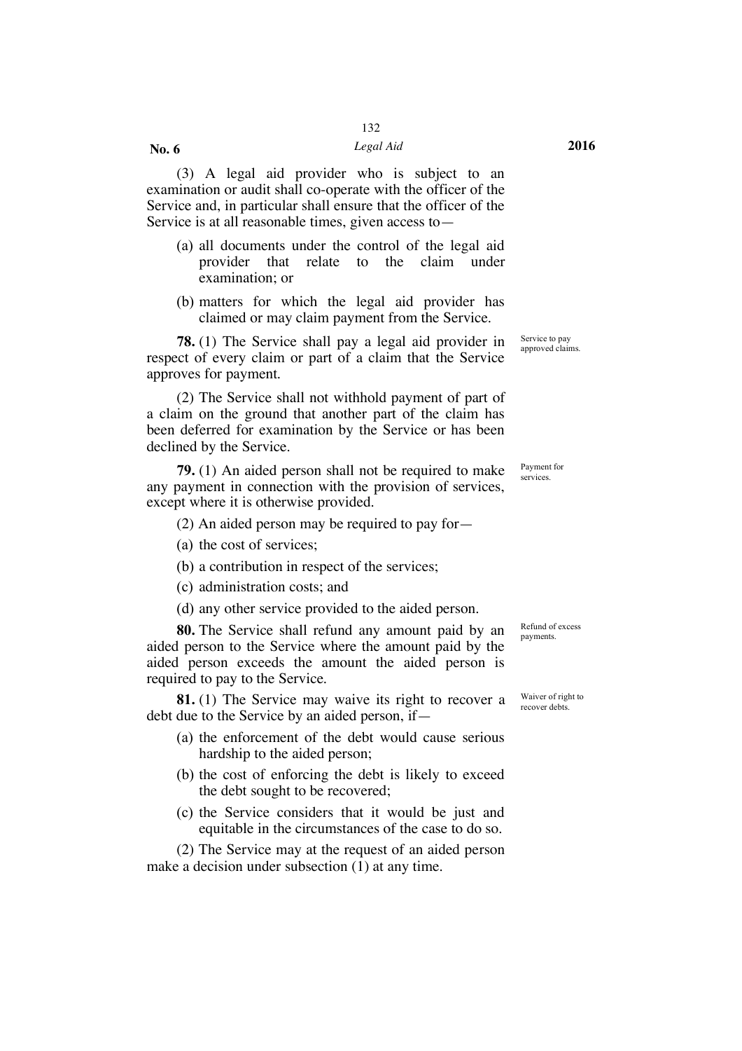(3) A legal aid provider who is subject to an examination or audit shall co-operate with the officer of the Service and, in particular shall ensure that the officer of the Service is at all reasonable times, given access to—

(a) all documents under the control of the legal aid provider that relate to the claim under examination; or

(b) matters for which the legal aid provider has claimed or may claim payment from the Service.

*Service to pay approved claims.*

**78.** (1) The Service shall pay a legal aid provider in respect of every claim or part of a claim that the Service approves for payment.

(2) The Service shall not withhold payment of part of a claim on the ground that another part of the claim has been deferred for examination by the Service or has been declined by the Service.

*Payment for services.*

**79.** (1) An aided person shall not be required to make any payment in connection with the provision of services, except where it is otherwise provided.

(2) An aided person may be required to pay for—

(a) the cost of services;

(b) a contribution in respect of the services;

(c) administration costs; and

(d) any other service provided to the aided person.

*Refund of excess payments.*

**80.** The Service shall refund any amount paid by an aided person to the Service where the amount paid by the aided person exceeds the amount the aided person is required to pay to the Service.

*Waiver of right to recover debts.*

**81.** (1) The Service may waive its right to recover a debt due to the Service by an aided person, if—

(a) the enforcement of the debt would cause serious hardship to the aided person;

(b) the cost of enforcing the debt is likely to exceed the debt sought to be recovered;

(c) the Service considers that it would be just and equitable in the circumstances of the case to do so.

(2) The Service may at the request of an aided person make a decision under subsection (1) at any time.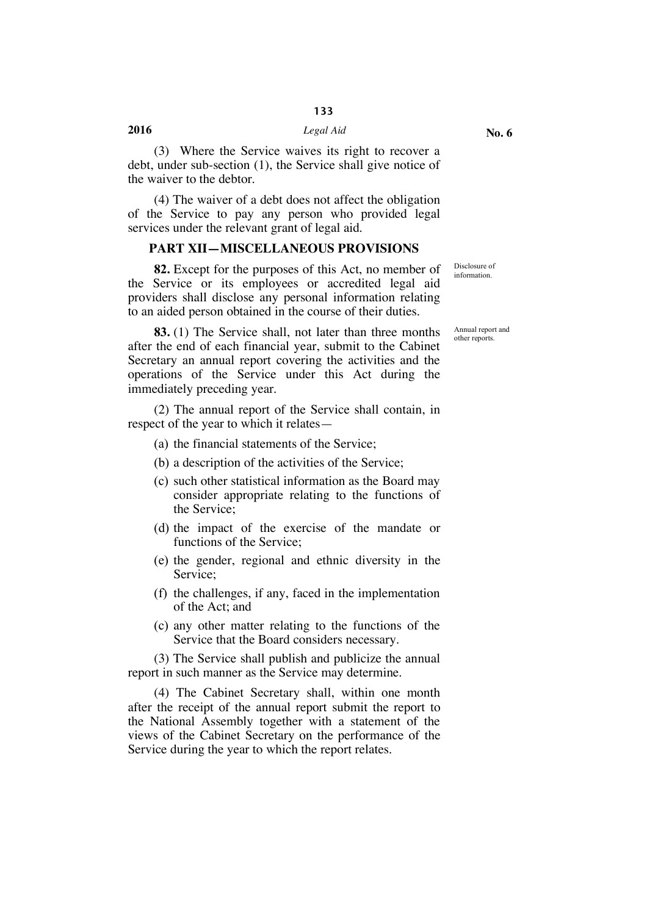(3) Where the Service waives its right to recover a debt, under sub-section (1), the Service shall give notice of the waiver to the debtor.

(4) The waiver of a debt does not affect the obligation of the Service to pay any person who provided legal services under the relevant grant of legal aid.

## PART XII—MISCELLANEOUS PROVISIONS

Disclosure of information.

**82.** Except for the purposes of this Act, no member of the Service or its employees or accredited legal aid providers shall disclose any personal information relating to an aided person obtained in the course of their duties.

Annual report and other reports.

**83.** (1) The Service shall, not later than three months after the end of each financial year, submit to the Cabinet Secretary an annual report covering the activities and the operations of the Service under this Act during the immediately preceding year.

(2) The annual report of the Service shall contain, in respect of the year to which it relates—

(a) the financial statements of the Service;

(b) a description of the activities of the Service;

(c) such other statistical information as the Board may consider appropriate relating to the functions of the Service;

(d) the impact of the exercise of the mandate or functions of the Service;

(e) the gender, regional and ethnic diversity in the Service;

(f) the challenges, if any, faced in the implementation of the Act; and

(c) any other matter relating to the functions of the Service that the Board considers necessary.

(3) The Service shall publish and publicize the annual report in such manner as the Service may determine.

(4) The Cabinet Secretary shall, within one month after the receipt of the annual report submit the report to the National Assembly together with a statement of the views of the Cabinet Secretary on the performance of the Service during the year to which the report relates.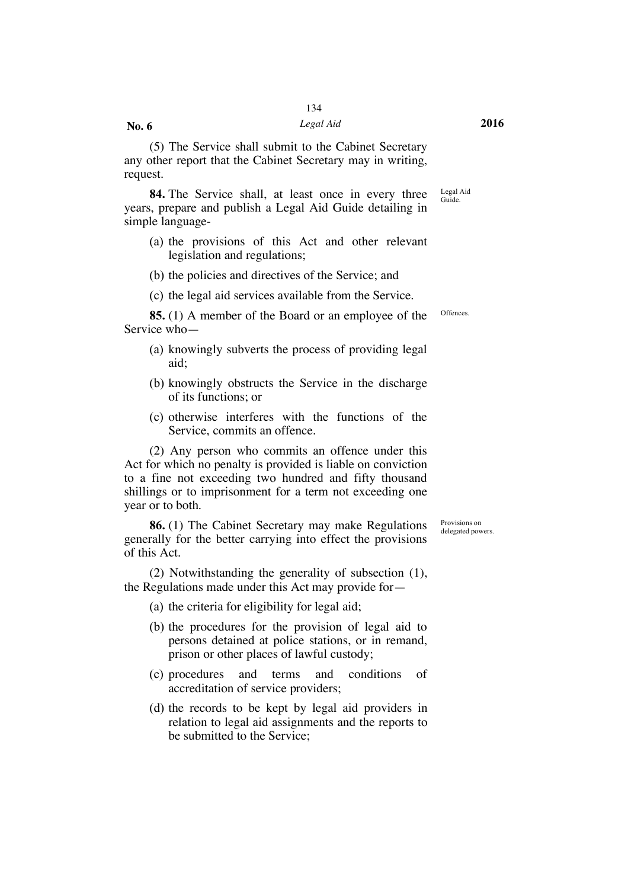(5) The Service shall submit to the Cabinet Secretary any other report that the Cabinet Secretary may in writing, request.

Legal Aid Guide.

**84.** The Service shall, at least once in every three years, prepare and publish a Legal Aid Guide detailing in simple language-

(a) the provisions of this Act and other relevant legislation and regulations;

(b) the policies and directives of the Service; and

(c) the legal aid services available from the Service.

Offences.

**85.** (1) A member of the Board or an employee of the Service who—

(a) knowingly subverts the process of providing legal aid;

(b) knowingly obstructs the Service in the discharge of its functions; or

(c) otherwise interferes with the functions of the Service, commits an offence.

(2) Any person who commits an offence under this Act for which no penalty is provided is liable on conviction to a fine not exceeding two hundred and fifty thousand shillings or to imprisonment for a term not exceeding one year or to both.

Provisions on delegated powers.

**86.** (1) The Cabinet Secretary may make Regulations generally for the better carrying into effect the provisions of this Act.

(2) Notwithstanding the generality of subsection (1), the Regulations made under this Act may provide for—

(a) the criteria for eligibility for legal aid;

(b) the procedures for the provision of legal aid to persons detained at police stations, or in remand, prison or other places of lawful custody;

(c) procedures and terms and conditions of accreditation of service providers;

(d) the records to be kept by legal aid providers in relation to legal aid assignments and the reports to be submitted to the Service;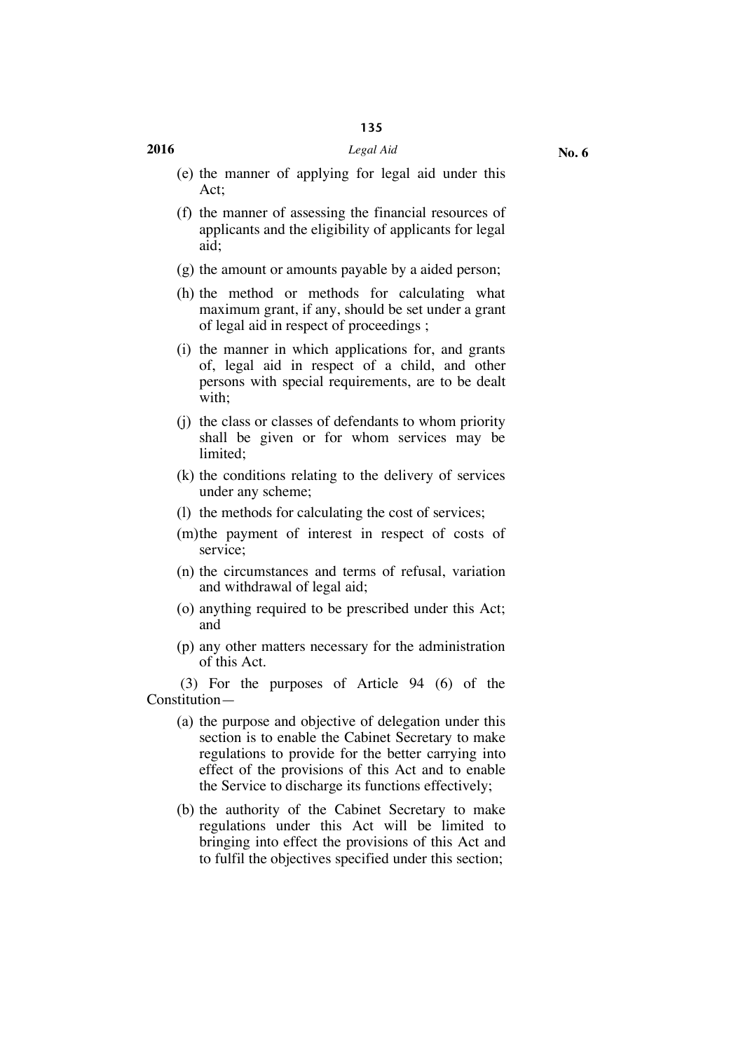(e) the manner of applying for legal aid under this Act;

(f) the manner of assessing the financial resources of applicants and the eligibility of applicants for legal aid;

(g) the amount or amounts payable by a aided person;

(h) the method or methods for calculating what maximum grant, if any, should be set under a grant of legal aid in respect of proceedings ;

(i) the manner in which applications for, and grants of, legal aid in respect of a child, and other persons with special requirements, are to be dealt with;

(j) the class or classes of defendants to whom priority shall be given or for whom services may be limited;

(k) the conditions relating to the delivery of services under any scheme;

(l) the methods for calculating the cost of services;

(m) the payment of interest in respect of costs of service;

(n) the circumstances and terms of refusal, variation and withdrawal of legal aid;

(o) anything required to be prescribed under this Act; and

(p) any other matters necessary for the administration of this Act.

(3) For the purposes of Article 94 (6) of the Constitution—

(a) the purpose and objective of delegation under this section is to enable the Cabinet Secretary to make regulations to provide for the better carrying into effect of the provisions of this Act and to enable the Service to discharge its functions effectively;

(b) the authority of the Cabinet Secretary to make regulations under this Act will be limited to bringing into effect the provisions of this Act and to fulfil the objectives specified under this section;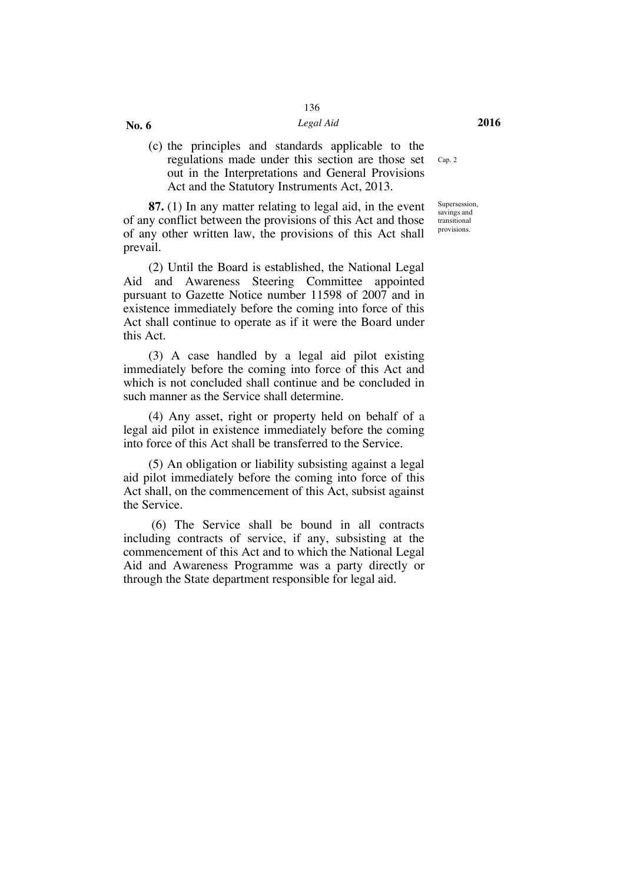(c) the principles and standards applicable to the regulations made under this section are those set out in the Interpretations and General Provisions Act and the Statutory Instruments Act, 2013.

Cap. 2

Supersession, savings and transitional provisions.

**87.** (1) In any matter relating to legal aid, in the event of any conflict between the provisions of this Act and those of any other written law, the provisions of this Act shall prevail.

(2) Until the Board is established, the National Legal Aid and Awareness Steering Committee appointed pursuant to Gazette Notice number 11598 of 2007 and in existence immediately before the coming into force of this Act shall continue to operate as if it were the Board under this Act.

(3) A case handled by a legal aid pilot existing immediately before the coming into force of this Act and which is not concluded shall continue and be concluded in such manner as the Service shall determine.

(4) Any asset, right or property held on behalf of a legal aid pilot in existence immediately before the coming into force of this Act shall be transferred to the Service.

(5) An obligation or liability subsisting against a legal aid pilot immediately before the coming into force of this Act shall, on the commencement of this Act, subsist against the Service.

(6) The Service shall be bound in all contracts including contracts of service, if any, subsisting at the commencement of this Act and to which the National Legal Aid and Awareness Programme was a party directly or through the State department responsible for legal aid.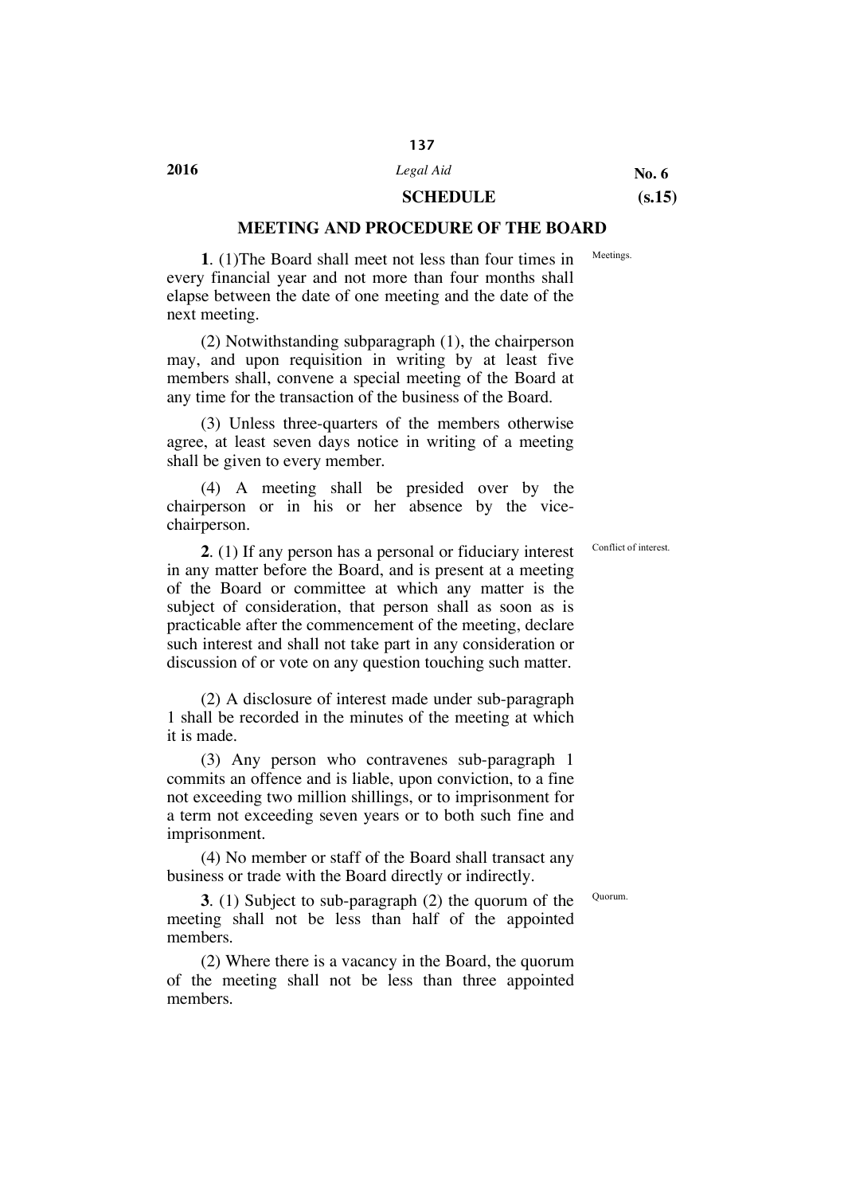## SCHEDULE (s.15)

### MEETING AND PROCEDURE OF THE BOARD

Meetings.

**1**. (1)The Board shall meet not less than four times in every financial year and not more than four months shall elapse between the date of one meeting and the date of the next meeting.

(2) Notwithstanding subparagraph (1), the chairperson may, and upon requisition in writing by at least five members shall, convene a special meeting of the Board at any time for the transaction of the business of the Board.

(3) Unless three-quarters of the members otherwise agree, at least seven days notice in writing of a meeting shall be given to every member.

(4) A meeting shall be presided over by the chairperson or in his or her absence by the vice-chairperson.

Conflict of interest.

**2**. (1) If any person has a personal or fiduciary interest in any matter before the Board, and is present at a meeting of the Board or committee at which any matter is the subject of consideration, that person shall as soon as is practicable after the commencement of the meeting, declare such interest and shall not take part in any consideration or discussion of or vote on any question touching such matter.

(2) A disclosure of interest made under sub-paragraph 1 shall be recorded in the minutes of the meeting at which it is made.

(3) Any person who contravenes sub-paragraph 1 commits an offence and is liable, upon conviction, to a fine not exceeding two million shillings, or to imprisonment for a term not exceeding seven years or to both such fine and imprisonment.

(4) No member or staff of the Board shall transact any business or trade with the Board directly or indirectly.

Quorum.

**3**. (1) Subject to sub-paragraph (2) the quorum of the meeting shall not be less than half of the appointed members.

(2) Where there is a vacancy in the Board, the quorum of the meeting shall not be less than three appointed members.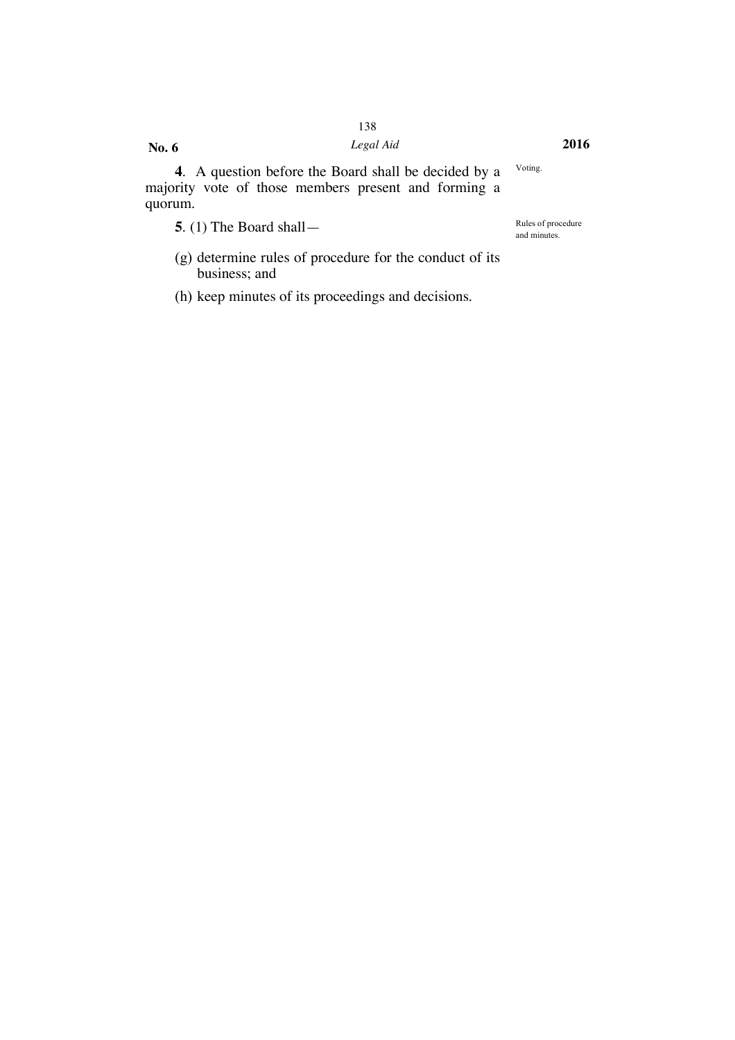**4**. A question before the Board shall be decided by a majority vote of those members present and forming a quorum.

Voting.

**5**. (1) The Board shall—

Rules of procedure and minutes.

(g) determine rules of procedure for the conduct of its business; and

(h) keep minutes of its proceedings and decisions.